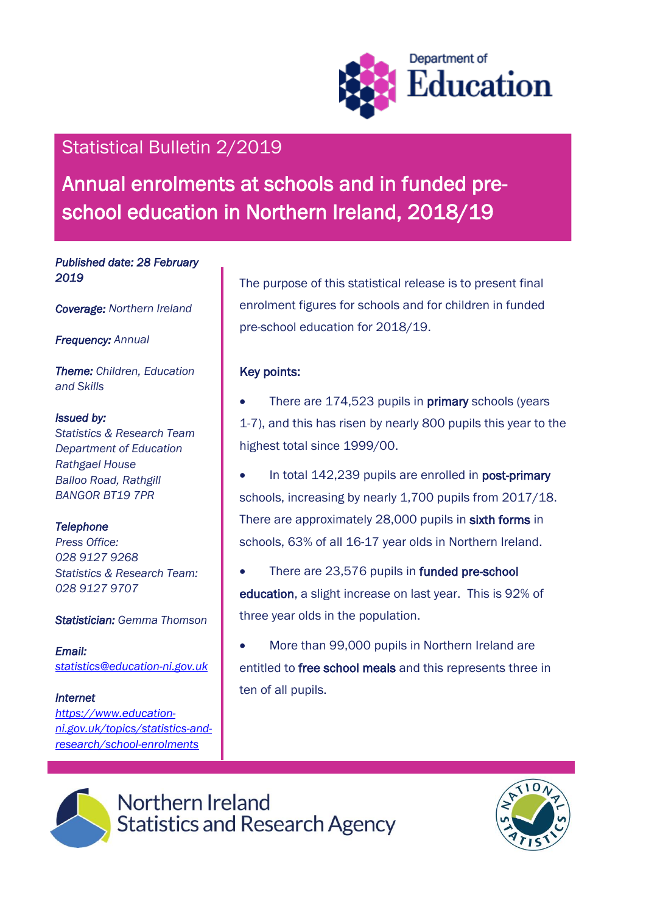Department of Education

## Statistical Bulletin 2/2019

# Annual enrolments at schools and in funded pre-school education in Northern Ireland, 2018/19

***Published date:*** *28 February 2019*

***Coverage:*** *Northern Ireland*

***Frequency:*** *Annual*

***Theme:*** *Children, Education and Skills*

***Issued by:***
*Statistics & Research Team*
*Department of Education*
*Rathgael House*
*Balloo Road, Rathgill*
*BANGOR BT19 7PR*

***Telephone***
*Press Office:*
*028 9127 9268*
*Statistics & Research Team:*
*028 9127 9707*

***Statistician:*** *Gemma Thomson*

***Email:***
*statistics@education-ni.gov.uk*

***Internet***
*https://www.education-ni.gov.uk/topics/statistics-and-research/school-enrolments*

The purpose of this statistical release is to present final enrolment figures for schools and for children in funded pre-school education for 2018/19.

**Key points:**

- There are 174,523 pupils in **primary** schools (years 1-7), and this has risen by nearly 800 pupils this year to the highest total since 1999/00.
- In total 142,239 pupils are enrolled in **post-primary** schools, increasing by nearly 1,700 pupils from 2017/18. There are approximately 28,000 pupils in **sixth forms** in schools, 63% of all 16-17 year olds in Northern Ireland.
- There are 23,576 pupils in **funded pre-school education**, a slight increase on last year. This is 92% of three year olds in the population.
- More than 99,000 pupils in Northern Ireland are entitled to **free school meals** and this represents three in ten of all pupils.

Northern Ireland Statistics and Research Agency

National Statistics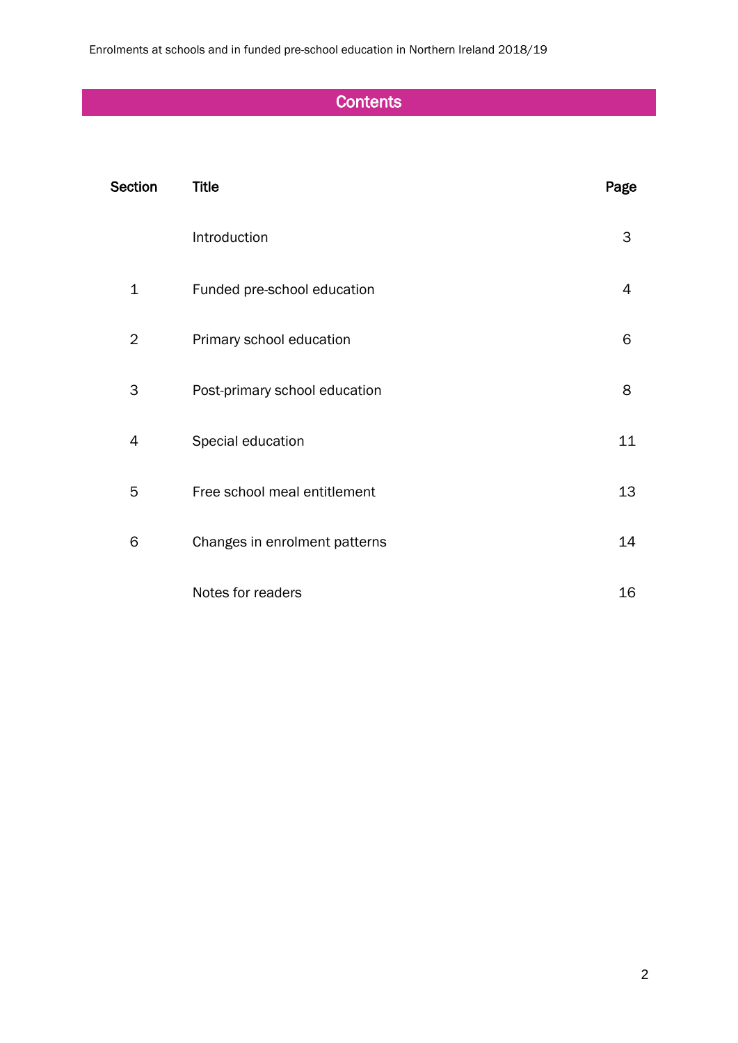## Contents

| Section | Title | Page |
|---|---|---|
| | Introduction | 3 |
| 1 | Funded pre-school education | 4 |
| 2 | Primary school education | 6 |
| 3 | Post-primary school education | 8 |
| 4 | Special education | 11 |
| 5 | Free school meal entitlement | 13 |
| 6 | Changes in enrolment patterns | 14 |
| | Notes for readers | 16 |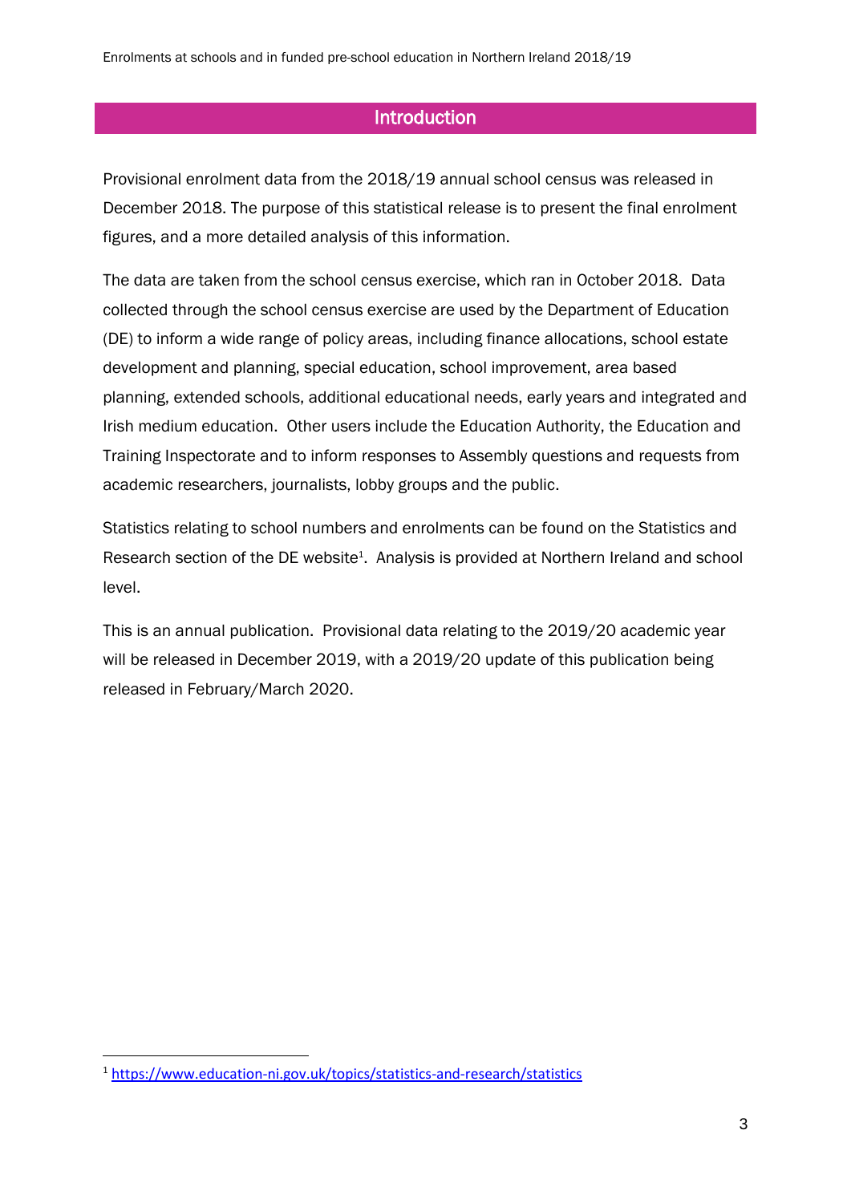## Introduction

Provisional enrolment data from the 2018/19 annual school census was released in December 2018. The purpose of this statistical release is to present the final enrolment figures, and a more detailed analysis of this information.

The data are taken from the school census exercise, which ran in October 2018. Data collected through the school census exercise are used by the Department of Education (DE) to inform a wide range of policy areas, including finance allocations, school estate development and planning, special education, school improvement, area based planning, extended schools, additional educational needs, early years and integrated and Irish medium education. Other users include the Education Authority, the Education and Training Inspectorate and to inform responses to Assembly questions and requests from academic researchers, journalists, lobby groups and the public.

Statistics relating to school numbers and enrolments can be found on the Statistics and Research section of the DE website[1]. Analysis is provided at Northern Ireland and school level.

This is an annual publication. Provisional data relating to the 2019/20 academic year will be released in December 2019, with a 2019/20 update of this publication being released in February/March 2020.

[1] https://www.education-ni.gov.uk/topics/statistics-and-research/statistics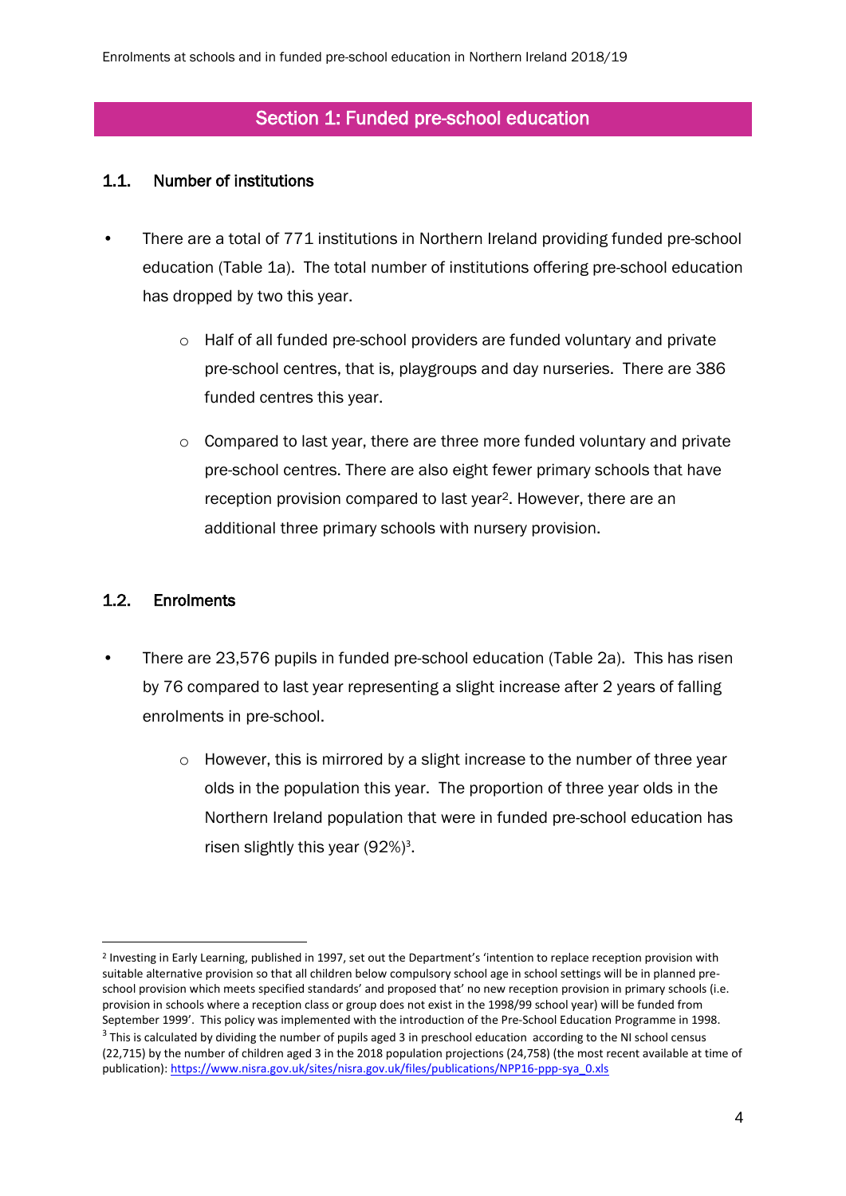## Section 1: Funded pre-school education

### 1.1. Number of institutions

- There are a total of 771 institutions in Northern Ireland providing funded pre-school education (Table 1a). The total number of institutions offering pre-school education has dropped by two this year.
    - Half of all funded pre-school providers are funded voluntary and private pre-school centres, that is, playgroups and day nurseries. There are 386 funded centres this year.
    - Compared to last year, there are three more funded voluntary and private pre-school centres. There are also eight fewer primary schools that have reception provision compared to last year[2]. However, there are an additional three primary schools with nursery provision.

### 1.2. Enrolments

- There are 23,576 pupils in funded pre-school education (Table 2a). This has risen by 76 compared to last year representing a slight increase after 2 years of falling enrolments in pre-school.
    - However, this is mirrored by a slight increase to the number of three year olds in the population this year. The proportion of three year olds in the Northern Ireland population that were in funded pre-school education has risen slightly this year (92%)[3].

---

[2] Investing in Early Learning, published in 1997, set out the Department's 'intention to replace reception provision with suitable alternative provision so that all children below compulsory school age in school settings will be in planned pre-school provision which meets specified standards' and proposed that' no new reception provision in primary schools (i.e. provision in schools where a reception class or group does not exist in the 1998/99 school year) will be funded from September 1999'. This policy was implemented with the introduction of the Pre-School Education Programme in 1998.

[3] This is calculated by dividing the number of pupils aged 3 in preschool education according to the NI school census (22,715) by the number of children aged 3 in the 2018 population projections (24,758) (the most recent available at time of publication): https://www.nisra.gov.uk/sites/nisra.gov.uk/files/publications/NPP16-ppp-sya_0.xls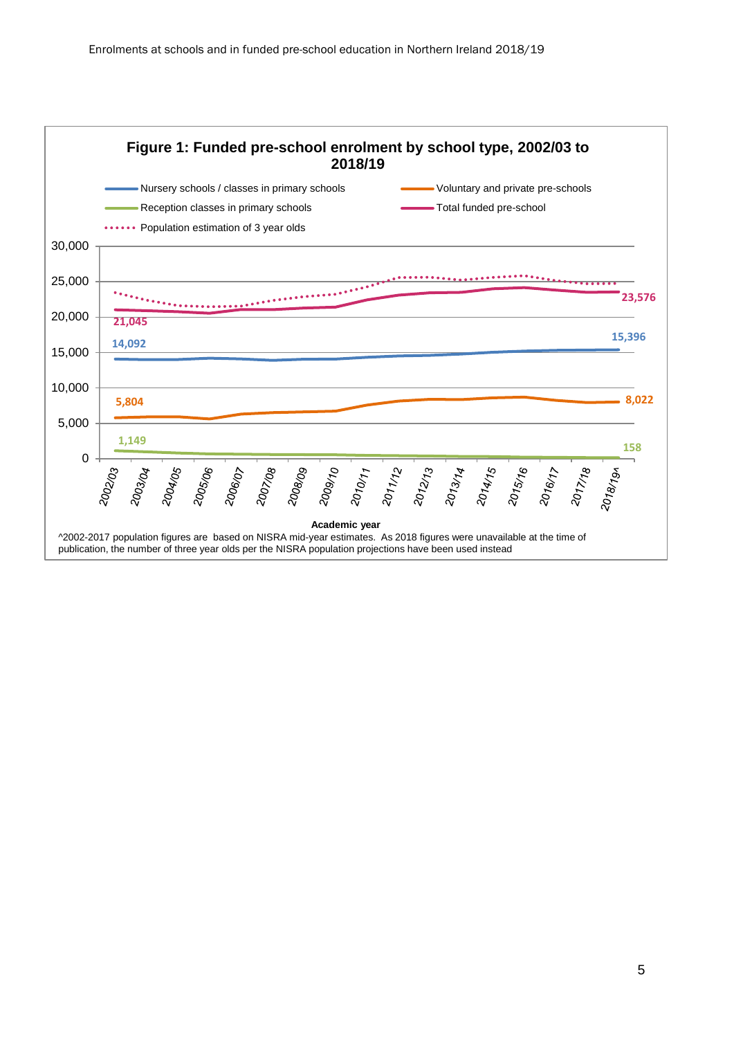**Figure 1: Funded pre-school enrolment by school type, 2002/03 to 2018/19**

- Nursery schools / classes in primary schools
- Voluntary and private pre-schools
- Reception classes in primary schools
- Total funded pre-school
- Population estimation of 3 year olds

| Series | 2002/03 | 2018/19^ |
|---|---|---|
| Total funded pre-school | 21,045 | 23,576 |
| Nursery schools / classes in primary schools | 14,092 | 15,396 |
| Voluntary and private pre-schools | 5,804 | 8,022 |
| Reception classes in primary schools | 1,149 | 158 |

Academic year

^2002-2017 population figures are based on NISRA mid-year estimates. As 2018 figures were unavailable at the time of publication, the number of three year olds per the NISRA population projections have been used instead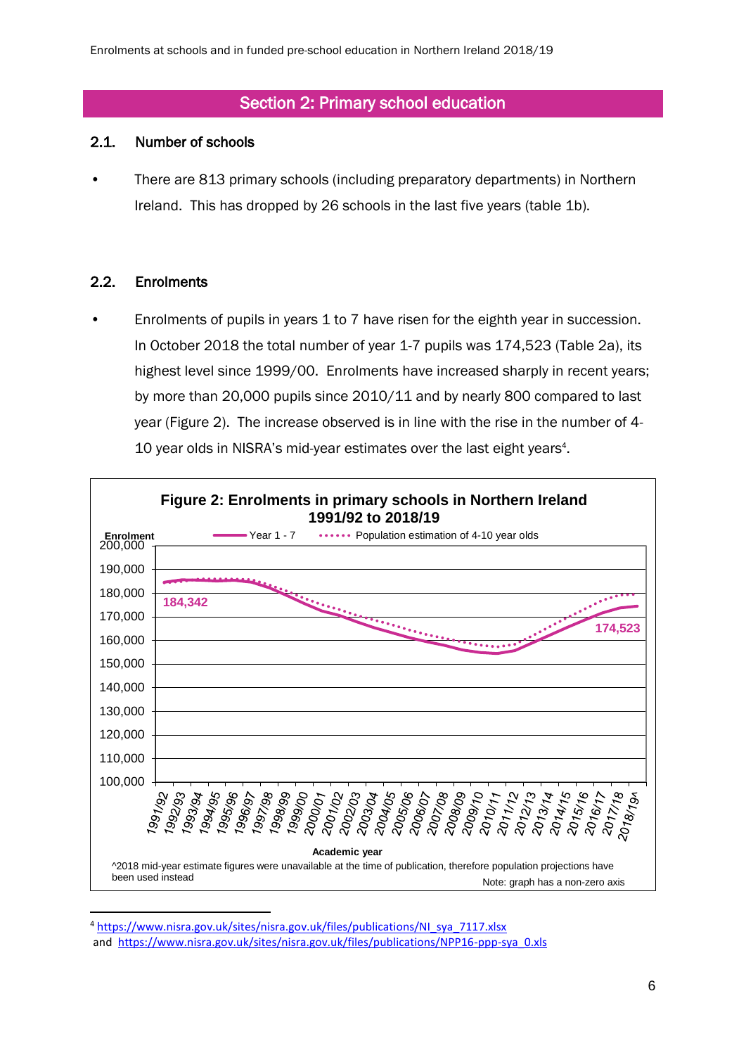## Section 2: Primary school education

### 2.1. Number of schools

- There are 813 primary schools (including preparatory departments) in Northern Ireland. This has dropped by 26 schools in the last five years (table 1b).

### 2.2. Enrolments

- Enrolments of pupils in years 1 to 7 have risen for the eighth year in succession. In October 2018 the total number of year 1-7 pupils was 174,523 (Table 2a), its highest level since 1999/00. Enrolments have increased sharply in recent years; by more than 20,000 pupils since 2010/11 and by nearly 800 compared to last year (Figure 2). The increase observed is in line with the rise in the number of 4-10 year olds in NISRA's mid-year estimates over the last eight years[4].

**Figure 2: Enrolments in primary schools in Northern Ireland 1991/92 to 2018/19**

Legend: Year 1 - 7; Population estimation of 4-10 year olds

Enrolment axis: 100,000 to 200,000. Labelled values: 184,342 (1991/92); 174,523 (2018/19^)

Academic year: 1991/92 to 2018/19^

^2018 mid-year estimate figures were unavailable at the time of publication, therefore population projections have been used instead

Note: graph has a non-zero axis

---

[4] https://www.nisra.gov.uk/sites/nisra.gov.uk/files/publications/NI_sya_7117.xlsx and https://www.nisra.gov.uk/sites/nisra.gov.uk/files/publications/NPP16-ppp-sya_0.xls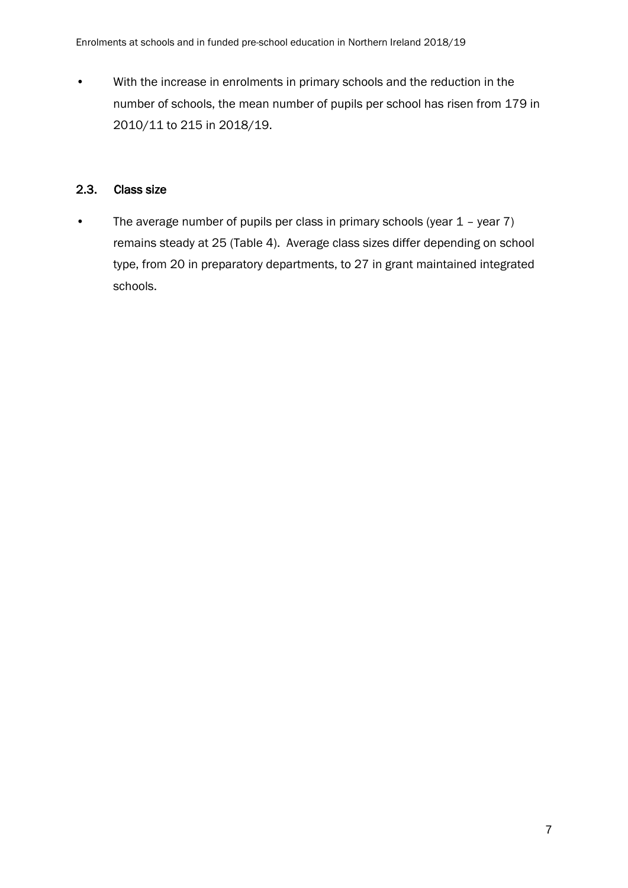- With the increase in enrolments in primary schools and the reduction in the number of schools, the mean number of pupils per school has risen from 179 in 2010/11 to 215 in 2018/19.

### 2.3. Class size

- The average number of pupils per class in primary schools (year 1 – year 7) remains steady at 25 (Table 4). Average class sizes differ depending on school type, from 20 in preparatory departments, to 27 in grant maintained integrated schools.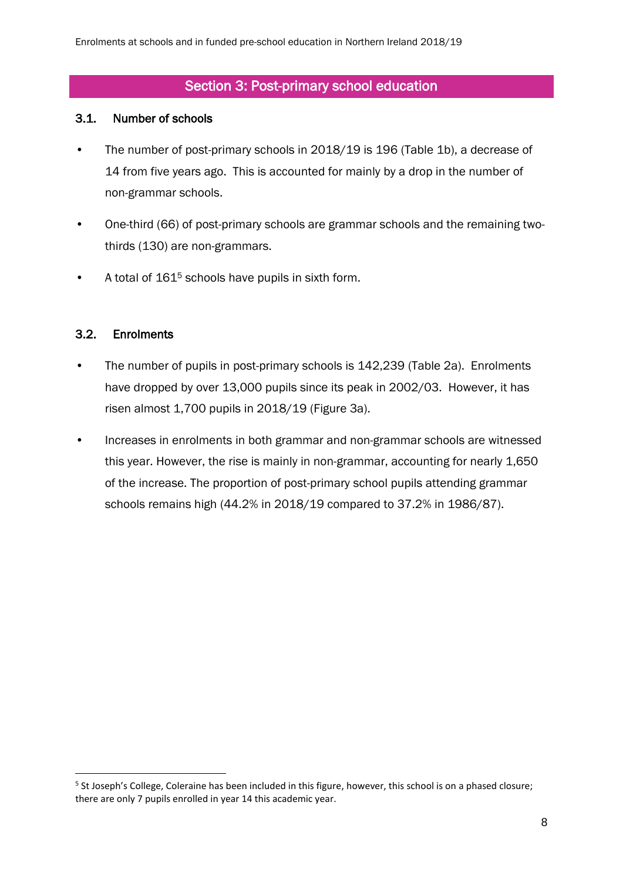## Section 3: Post-primary school education

### 3.1. Number of schools

- The number of post-primary schools in 2018/19 is 196 (Table 1b), a decrease of 14 from five years ago. This is accounted for mainly by a drop in the number of non-grammar schools.
- One-third (66) of post-primary schools are grammar schools and the remaining two-thirds (130) are non-grammars.
- A total of 161[5] schools have pupils in sixth form.

### 3.2. Enrolments

- The number of pupils in post-primary schools is 142,239 (Table 2a). Enrolments have dropped by over 13,000 pupils since its peak in 2002/03. However, it has risen almost 1,700 pupils in 2018/19 (Figure 3a).
- Increases in enrolments in both grammar and non-grammar schools are witnessed this year. However, the rise is mainly in non-grammar, accounting for nearly 1,650 of the increase. The proportion of post-primary school pupils attending grammar schools remains high (44.2% in 2018/19 compared to 37.2% in 1986/87).

---

[5] St Joseph's College, Coleraine has been included in this figure, however, this school is on a phased closure; there are only 7 pupils enrolled in year 14 this academic year.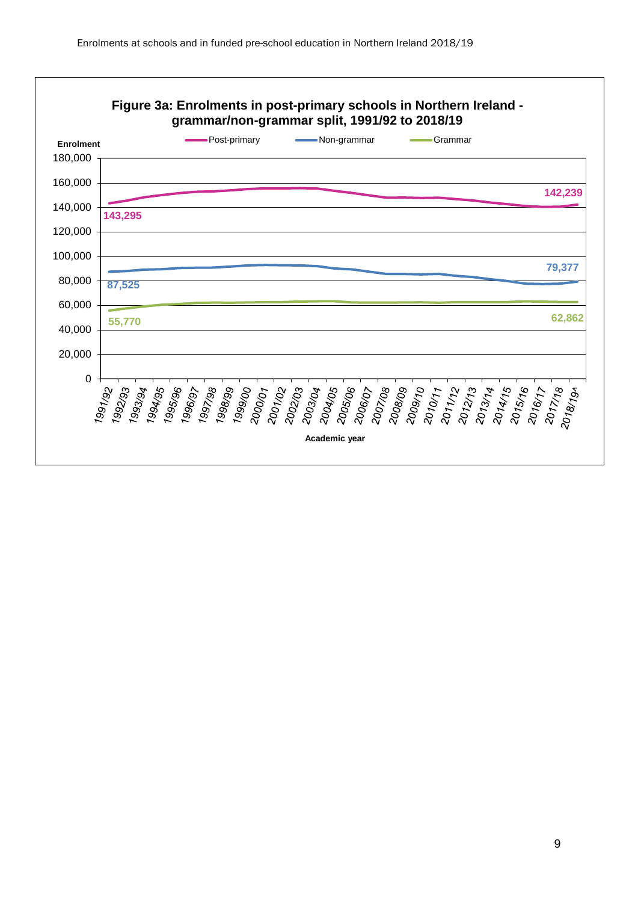**Figure 3a: Enrolments in post-primary schools in Northern Ireland - grammar/non-grammar split, 1991/92 to 2018/19**

Enrolment

Post-primary | Non-grammar | Grammar

180,000
160,000
140,000
120,000
100,000
80,000
60,000
40,000
20,000
0

143,295
87,525
55,770

142,239
79,377
62,862

1991/92 1992/93 1993/94 1994/95 1995/96 1996/97 1997/98 1998/99 1999/00 2000/01 2001/02 2002/03 2003/04 2004/05 2005/06 2006/07 2007/08 2008/09 2009/10 2010/11 2011/12 2012/13 2013/14 2014/15 2015/16 2016/17 2017/18 2018/19^

Academic year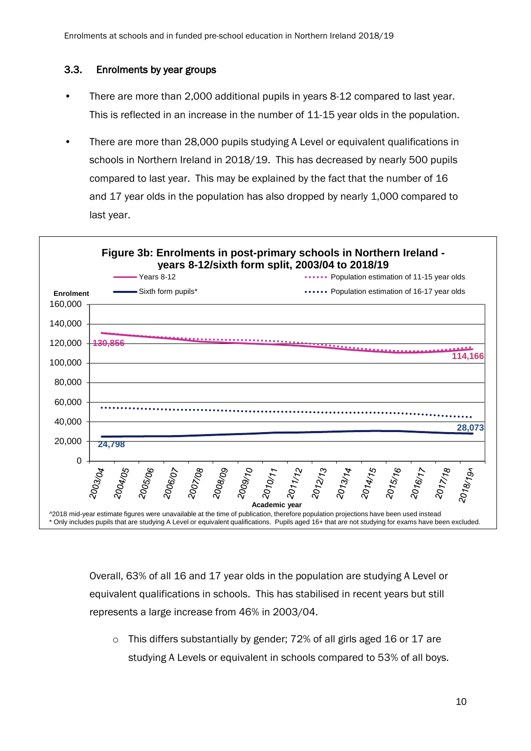### 3.3. Enrolments by year groups

- There are more than 2,000 additional pupils in years 8-12 compared to last year. This is reflected in an increase in the number of 11-15 year olds in the population.
- There are more than 28,000 pupils studying A Level or equivalent qualifications in schools in Northern Ireland in 2018/19. This has decreased by nearly 500 pupils compared to last year. This may be explained by the fact that the number of 16 and 17 year olds in the population has also dropped by nearly 1,000 compared to last year.

**Figure 3b: Enrolments in post-primary schools in Northern Ireland - years 8-12/sixth form split, 2003/04 to 2018/19**

^2018 mid-year estimate figures were unavailable at the time of publication, therefore population projections have been used instead

* Only includes pupils that are studying A Level or equivalent qualifications. Pupils aged 16+ that are not studying for exams have been excluded.

Overall, 63% of all 16 and 17 year olds in the population are studying A Level or equivalent qualifications in schools. This has stabilised in recent years but still represents a large increase from 46% in 2003/04.

- This differs substantially by gender; 72% of all girls aged 16 or 17 are studying A Levels or equivalent in schools compared to 53% of all boys.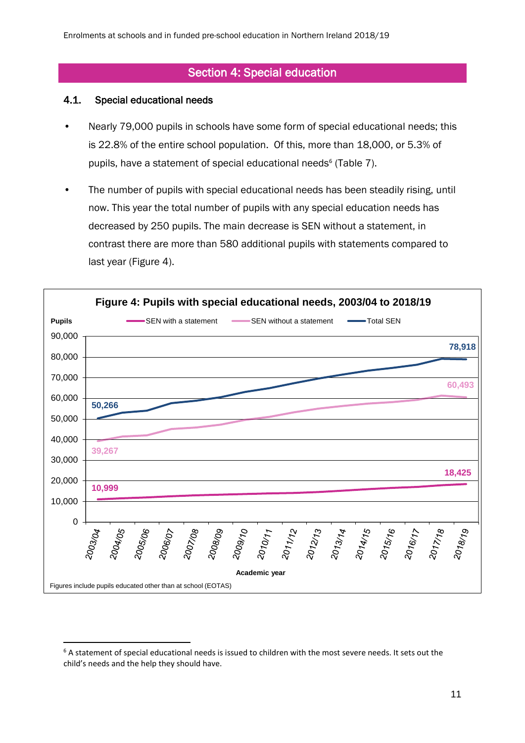## Section 4: Special education

### 4.1. Special educational needs

- Nearly 79,000 pupils in schools have some form of special educational needs; this is 22.8% of the entire school population. Of this, more than 18,000, or 5.3% of pupils, have a statement of special educational needs[6] (Table 7).
- The number of pupils with special educational needs has been steadily rising, until now. This year the total number of pupils with any special education needs has decreased by 250 pupils. The main decrease is SEN without a statement, in contrast there are more than 580 additional pupils with statements compared to last year (Figure 4).

**Figure 4: Pupils with special educational needs, 2003/04 to 2018/19**

| Academic year | SEN with a statement | SEN without a statement | Total SEN |
|---|---|---|---|
| 2003/04 | 10,999 | 39,267 | 50,266 |
| 2018/19 | 18,425 | 60,493 | 78,918 |

Figures include pupils educated other than at school (EOTAS)

[6] A statement of special educational needs is issued to children with the most severe needs. It sets out the child's needs and the help they should have.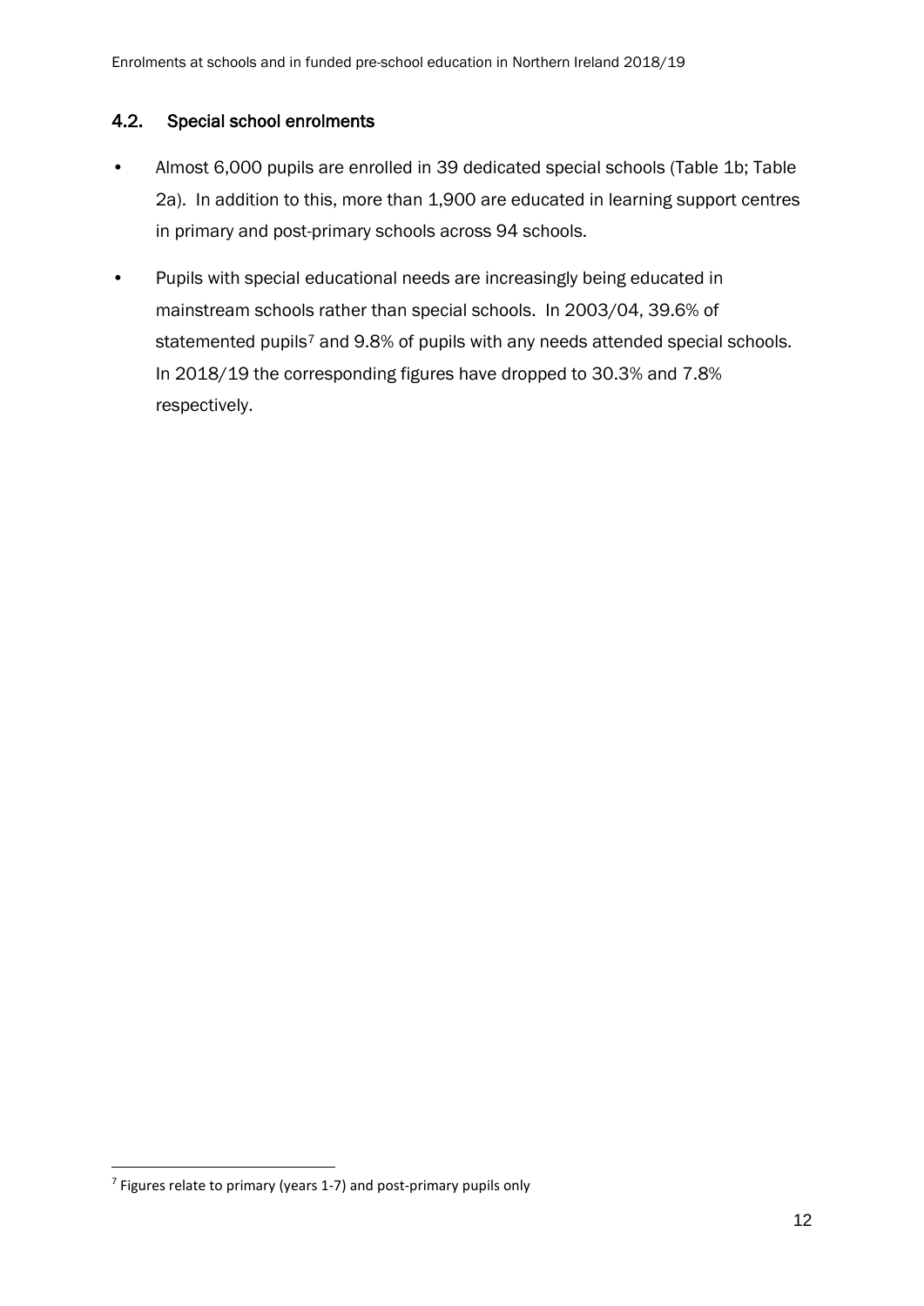### 4.2. Special school enrolments

- Almost 6,000 pupils are enrolled in 39 dedicated special schools (Table 1b; Table 2a). In addition to this, more than 1,900 are educated in learning support centres in primary and post-primary schools across 94 schools.
- Pupils with special educational needs are increasingly being educated in mainstream schools rather than special schools. In 2003/04, 39.6% of statemented pupils[7] and 9.8% of pupils with any needs attended special schools. In 2018/19 the corresponding figures have dropped to 30.3% and 7.8% respectively.

[7] Figures relate to primary (years 1-7) and post-primary pupils only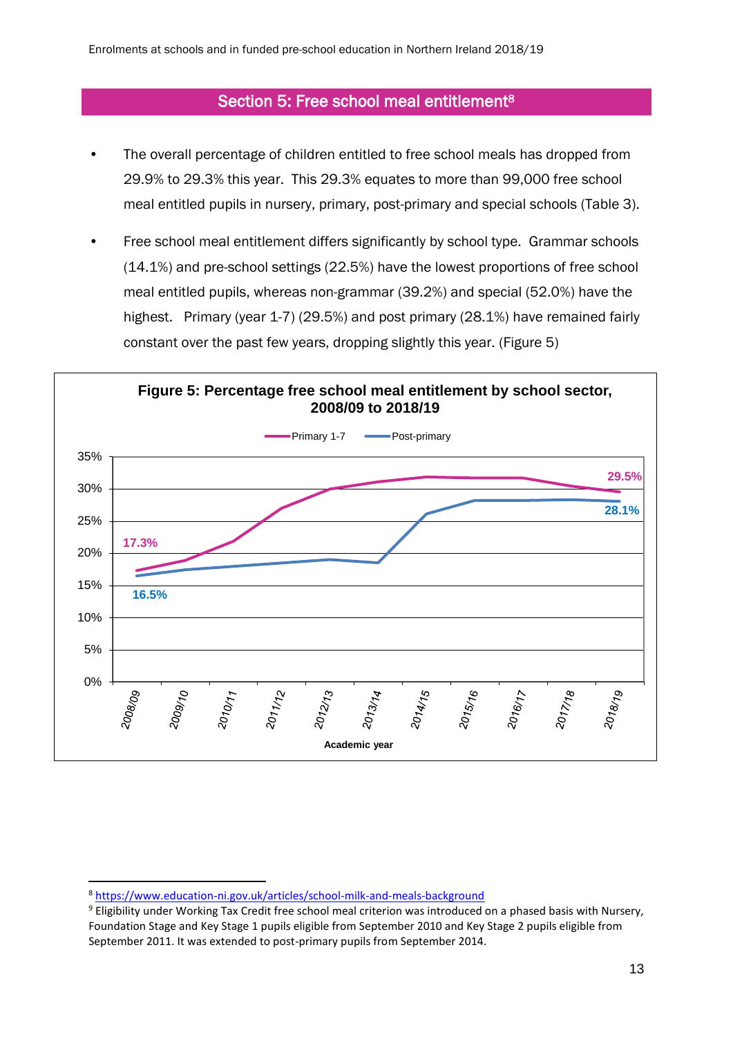## Section 5: Free school meal entitlement[8]

- The overall percentage of children entitled to free school meals has dropped from 29.9% to 29.3% this year. This 29.3% equates to more than 99,000 free school meal entitled pupils in nursery, primary, post-primary and special schools (Table 3).

- Free school meal entitlement differs significantly by school type. Grammar schools (14.1%) and pre-school settings (22.5%) have the lowest proportions of free school meal entitled pupils, whereas non-grammar (39.2%) and special (52.0%) have the highest. Primary (year 1-7) (29.5%) and post primary (28.1%) have remained fairly constant over the past few years, dropping slightly this year. (Figure 5)

**Figure 5: Percentage free school meal entitlement by school sector, 2008/09 to 2018/19**

---

[8] https://www.education-ni.gov.uk/articles/school-milk-and-meals-background

[9] Eligibility under Working Tax Credit free school meal criterion was introduced on a phased basis with Nursery, Foundation Stage and Key Stage 1 pupils eligible from September 2010 and Key Stage 2 pupils eligible from September 2011. It was extended to post-primary pupils from September 2014.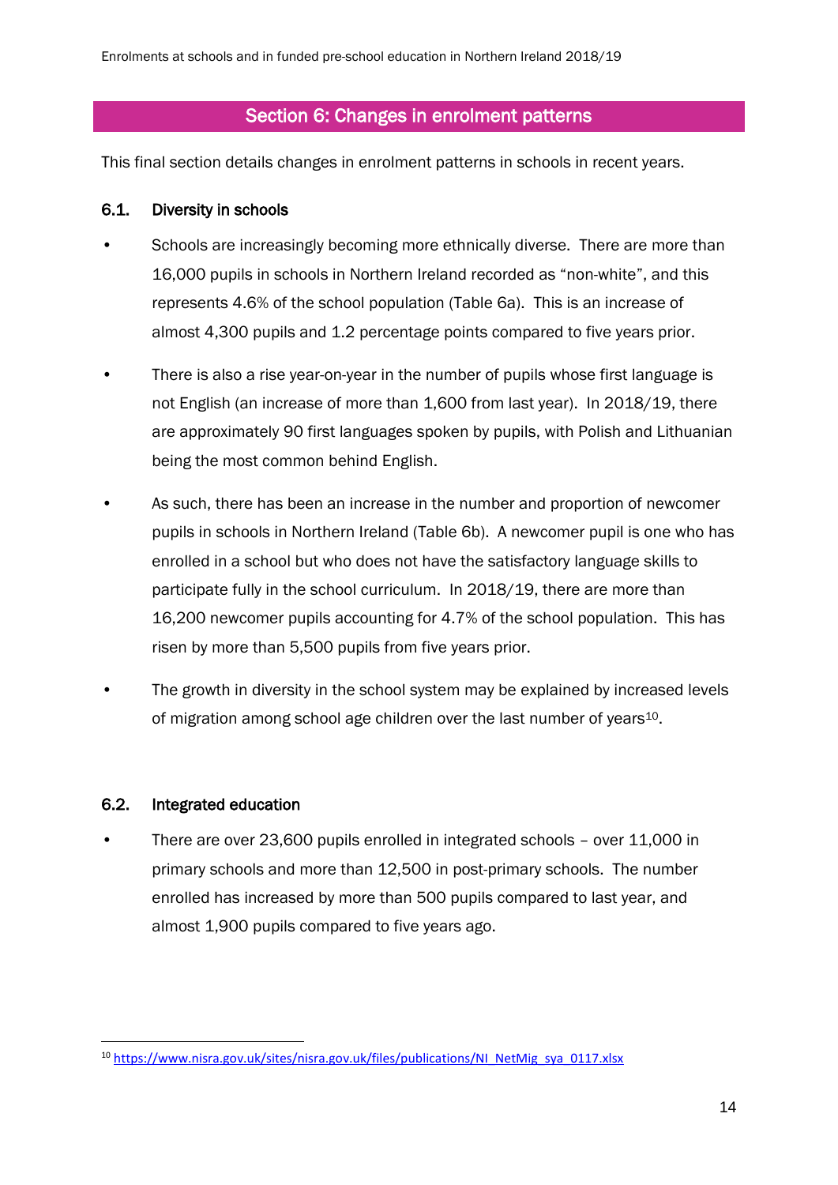## Section 6: Changes in enrolment patterns

This final section details changes in enrolment patterns in schools in recent years.

### 6.1. Diversity in schools

- Schools are increasingly becoming more ethnically diverse. There are more than 16,000 pupils in schools in Northern Ireland recorded as "non-white", and this represents 4.6% of the school population (Table 6a). This is an increase of almost 4,300 pupils and 1.2 percentage points compared to five years prior.

- There is also a rise year-on-year in the number of pupils whose first language is not English (an increase of more than 1,600 from last year). In 2018/19, there are approximately 90 first languages spoken by pupils, with Polish and Lithuanian being the most common behind English.

- As such, there has been an increase in the number and proportion of newcomer pupils in schools in Northern Ireland (Table 6b). A newcomer pupil is one who has enrolled in a school but who does not have the satisfactory language skills to participate fully in the school curriculum. In 2018/19, there are more than 16,200 newcomer pupils accounting for 4.7% of the school population. This has risen by more than 5,500 pupils from five years prior.

- The growth in diversity in the school system may be explained by increased levels of migration among school age children over the last number of years[10].

### 6.2. Integrated education

- There are over 23,600 pupils enrolled in integrated schools – over 11,000 in primary schools and more than 12,500 in post-primary schools. The number enrolled has increased by more than 500 pupils compared to last year, and almost 1,900 pupils compared to five years ago.

[10] https://www.nisra.gov.uk/sites/nisra.gov.uk/files/publications/NI_NetMig_sya_0117.xlsx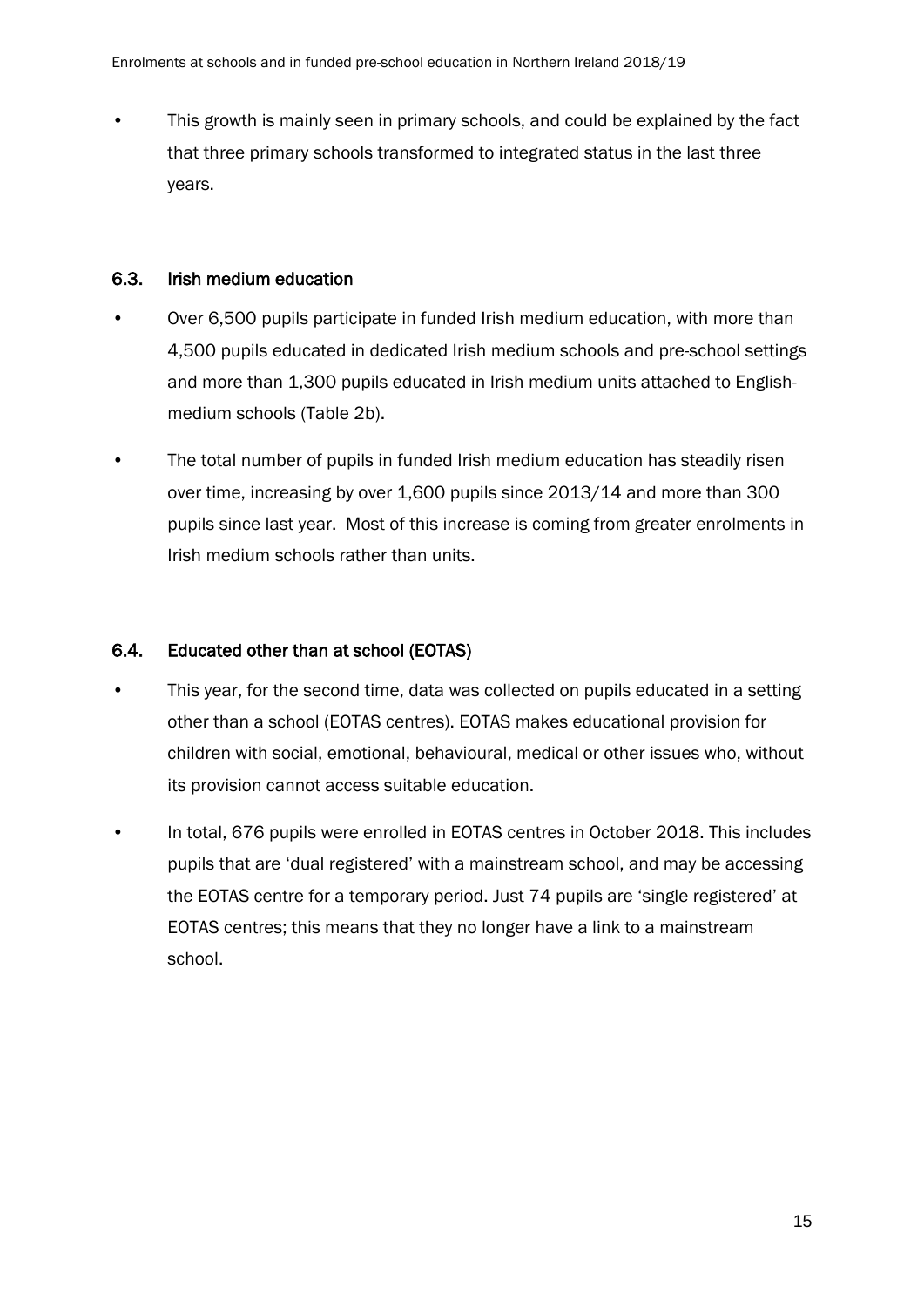- This growth is mainly seen in primary schools, and could be explained by the fact that three primary schools transformed to integrated status in the last three years.

### 6.3. Irish medium education

- Over 6,500 pupils participate in funded Irish medium education, with more than 4,500 pupils educated in dedicated Irish medium schools and pre-school settings and more than 1,300 pupils educated in Irish medium units attached to English-medium schools (Table 2b).
- The total number of pupils in funded Irish medium education has steadily risen over time, increasing by over 1,600 pupils since 2013/14 and more than 300 pupils since last year. Most of this increase is coming from greater enrolments in Irish medium schools rather than units.

### 6.4. Educated other than at school (EOTAS)

- This year, for the second time, data was collected on pupils educated in a setting other than a school (EOTAS centres). EOTAS makes educational provision for children with social, emotional, behavioural, medical or other issues who, without its provision cannot access suitable education.
- In total, 676 pupils were enrolled in EOTAS centres in October 2018. This includes pupils that are 'dual registered' with a mainstream school, and may be accessing the EOTAS centre for a temporary period. Just 74 pupils are 'single registered' at EOTAS centres; this means that they no longer have a link to a mainstream school.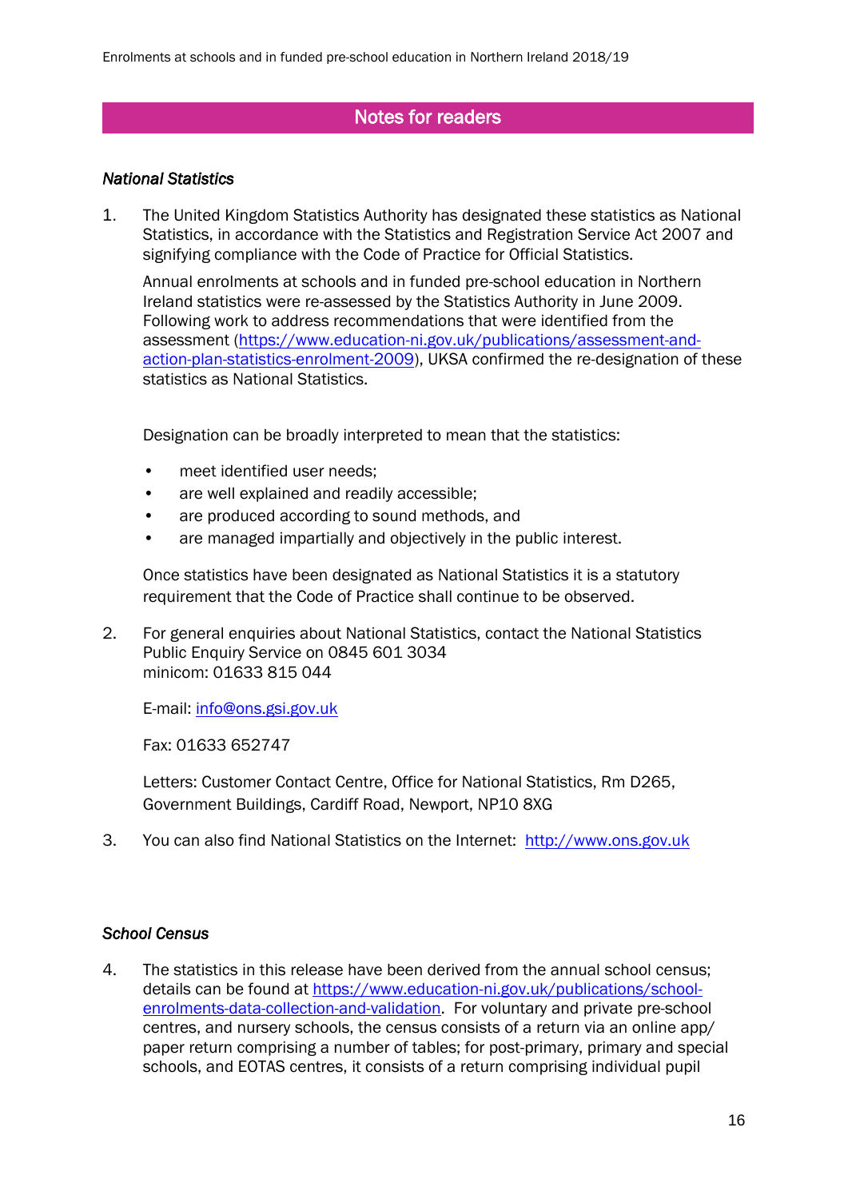## Notes for readers

### *National Statistics*

1. The United Kingdom Statistics Authority has designated these statistics as National Statistics, in accordance with the Statistics and Registration Service Act 2007 and signifying compliance with the Code of Practice for Official Statistics.

   Annual enrolments at schools and in funded pre-school education in Northern Ireland statistics were re-assessed by the Statistics Authority in June 2009. Following work to address recommendations that were identified from the assessment ([https://www.education-ni.gov.uk/publications/assessment-and-action-plan-statistics-enrolment-2009](https://www.education-ni.gov.uk/publications/assessment-and-action-plan-statistics-enrolment-2009)), UKSA confirmed the re-designation of these statistics as National Statistics.

   Designation can be broadly interpreted to mean that the statistics:

   - meet identified user needs;
   - are well explained and readily accessible;
   - are produced according to sound methods, and
   - are managed impartially and objectively in the public interest.

   Once statistics have been designated as National Statistics it is a statutory requirement that the Code of Practice shall continue to be observed.

2. For general enquiries about National Statistics, contact the National Statistics Public Enquiry Service on 0845 601 3034
   minicom: 01633 815 044

   E-mail: [info@ons.gsi.gov.uk](mailto:info@ons.gsi.gov.uk)

   Fax: 01633 652747

   Letters: Customer Contact Centre, Office for National Statistics, Rm D265, Government Buildings, Cardiff Road, Newport, NP10 8XG

3. You can also find National Statistics on the Internet: [http://www.ons.gov.uk](http://www.ons.gov.uk)

### *School Census*

4. The statistics in this release have been derived from the annual school census; details can be found at [https://www.education-ni.gov.uk/publications/school-enrolments-data-collection-and-validation](https://www.education-ni.gov.uk/publications/school-enrolments-data-collection-and-validation). For voluntary and private pre-school centres, and nursery schools, the census consists of a return via an online app/ paper return comprising a number of tables; for post-primary, primary and special schools, and EOTAS centres, it consists of a return comprising individual pupil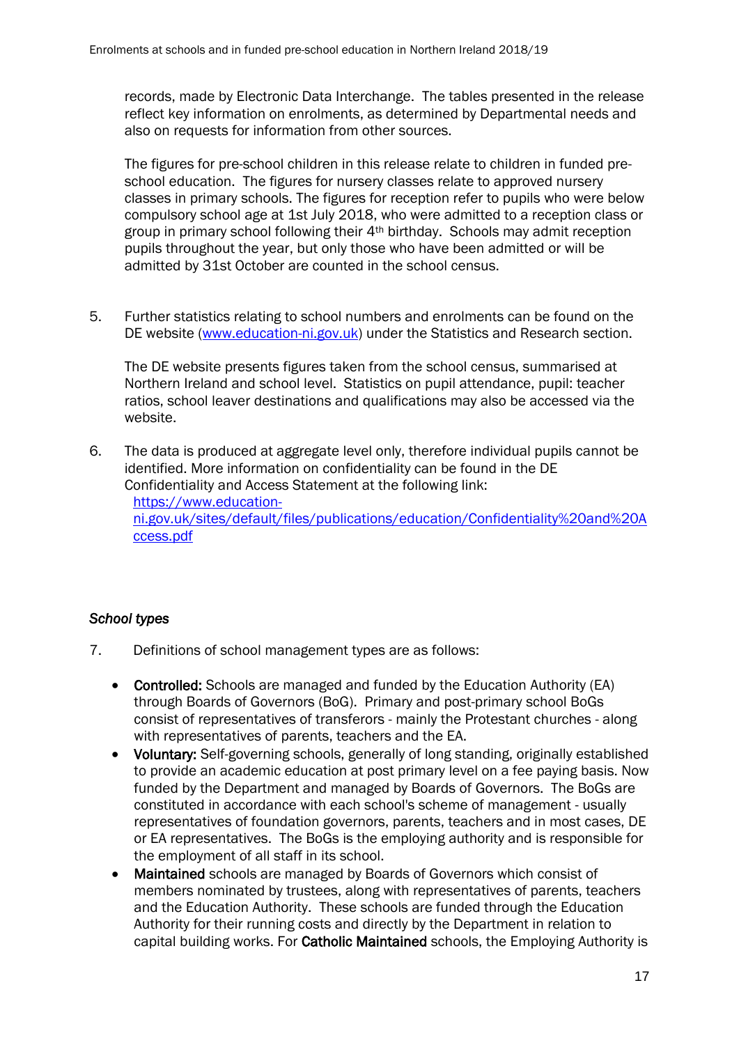records, made by Electronic Data Interchange. The tables presented in the release reflect key information on enrolments, as determined by Departmental needs and also on requests for information from other sources.

The figures for pre-school children in this release relate to children in funded pre-school education. The figures for nursery classes relate to approved nursery classes in primary schools. The figures for reception refer to pupils who were below compulsory school age at 1st July 2018, who were admitted to a reception class or group in primary school following their 4th birthday. Schools may admit reception pupils throughout the year, but only those who have been admitted or will be admitted by 31st October are counted in the school census.

5. Further statistics relating to school numbers and enrolments can be found on the DE website ([www.education-ni.gov.uk](www.education-ni.gov.uk)) under the Statistics and Research section.

   The DE website presents figures taken from the school census, summarised at Northern Ireland and school level. Statistics on pupil attendance, pupil: teacher ratios, school leaver destinations and qualifications may also be accessed via the website.

6. The data is produced at aggregate level only, therefore individual pupils cannot be identified. More information on confidentiality can be found in the DE Confidentiality and Access Statement at the following link: [https://www.education-ni.gov.uk/sites/default/files/publications/education/Confidentiality%20and%20Access.pdf](https://www.education-ni.gov.uk/sites/default/files/publications/education/Confidentiality%20and%20Access.pdf)

### *School types*

7. Definitions of school management types are as follows:

   - **Controlled:** Schools are managed and funded by the Education Authority (EA) through Boards of Governors (BoG). Primary and post-primary school BoGs consist of representatives of transferors - mainly the Protestant churches - along with representatives of parents, teachers and the EA.
   - **Voluntary:** Self-governing schools, generally of long standing, originally established to provide an academic education at post primary level on a fee paying basis. Now funded by the Department and managed by Boards of Governors. The BoGs are constituted in accordance with each school's scheme of management - usually representatives of foundation governors, parents, teachers and in most cases, DE or EA representatives. The BoGs is the employing authority and is responsible for the employment of all staff in its school.
   - **Maintained** schools are managed by Boards of Governors which consist of members nominated by trustees, along with representatives of parents, teachers and the Education Authority. These schools are funded through the Education Authority for their running costs and directly by the Department in relation to capital building works. For **Catholic Maintained** schools, the Employing Authority is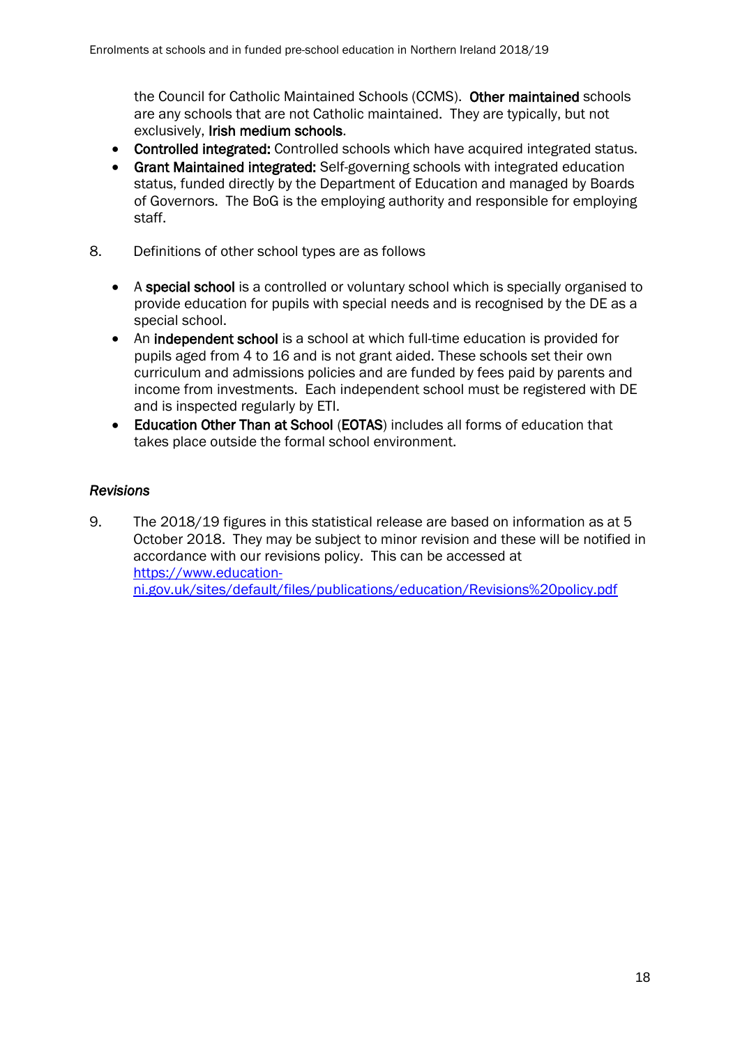the Council for Catholic Maintained Schools (CCMS). **Other maintained** schools are any schools that are not Catholic maintained. They are typically, but not exclusively, **Irish medium schools**.

- **Controlled integrated:** Controlled schools which have acquired integrated status.
- **Grant Maintained integrated:** Self-governing schools with integrated education status, funded directly by the Department of Education and managed by Boards of Governors. The BoG is the employing authority and responsible for employing staff.

8. Definitions of other school types are as follows

   - A **special school** is a controlled or voluntary school which is specially organised to provide education for pupils with special needs and is recognised by the DE as a special school.
   - An **independent school** is a school at which full-time education is provided for pupils aged from 4 to 16 and is not grant aided. These schools set their own curriculum and admissions policies and are funded by fees paid by parents and income from investments. Each independent school must be registered with DE and is inspected regularly by ETI.
   - **Education Other Than at School** (**EOTAS**) includes all forms of education that takes place outside the formal school environment.

*Revisions*

9. The 2018/19 figures in this statistical release are based on information as at 5 October 2018. They may be subject to minor revision and these will be notified in accordance with our revisions policy. This can be accessed at https://www.education-ni.gov.uk/sites/default/files/publications/education/Revisions%20policy.pdf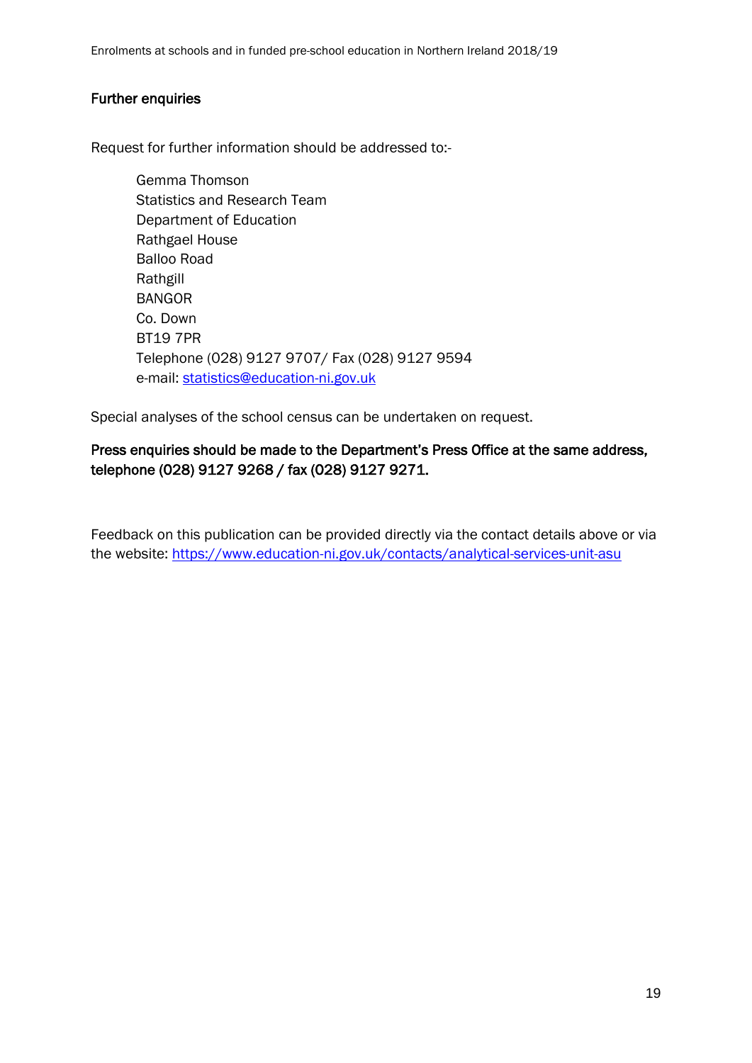## Further enquiries

Request for further information should be addressed to:-

Gemma Thomson  
Statistics and Research Team  
Department of Education  
Rathgael House  
Balloo Road  
Rathgill  
BANGOR  
Co. Down  
BT19 7PR  
Telephone (028) 9127 9707/ Fax (028) 9127 9594  
e-mail: [statistics@education-ni.gov.uk](mailto:statistics@education-ni.gov.uk)

Special analyses of the school census can be undertaken on request.

**Press enquiries should be made to the Department's Press Office at the same address, telephone (028) 9127 9268 / fax (028) 9127 9271.**

Feedback on this publication can be provided directly via the contact details above or via the website: [https://www.education-ni.gov.uk/contacts/analytical-services-unit-asu](https://www.education-ni.gov.uk/contacts/analytical-services-unit-asu)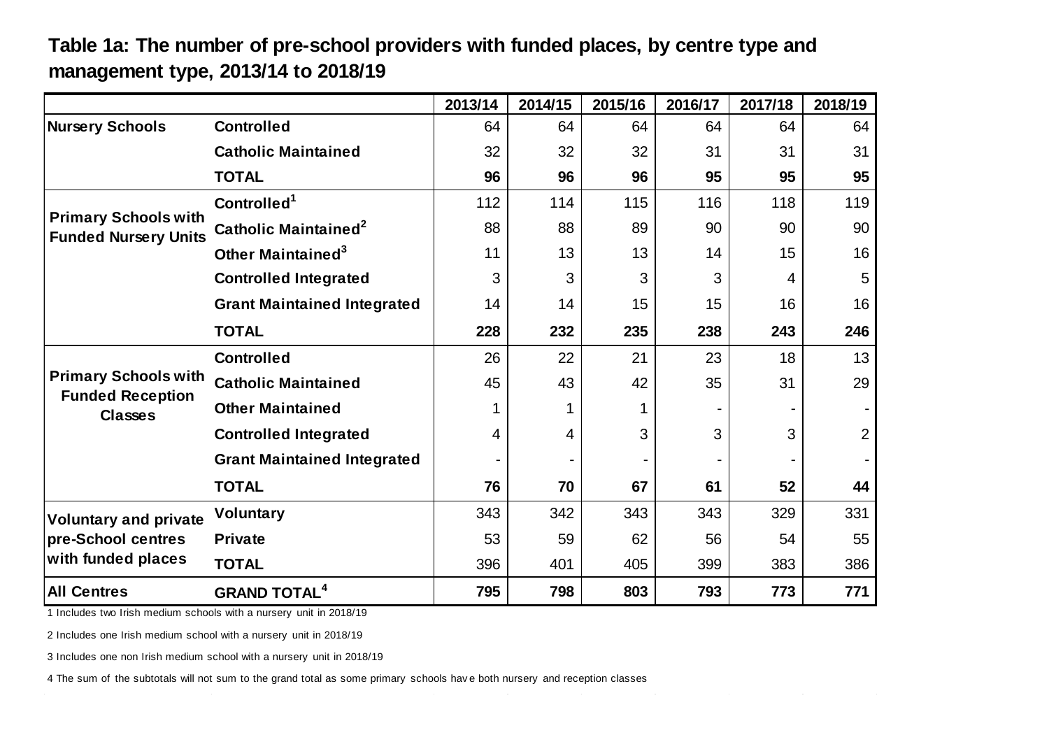# Table 1a: The number of pre-school providers with funded places, by centre type and management type, 2013/14 to 2018/19

| | | 2013/14 | 2014/15 | 2015/16 | 2016/17 | 2017/18 | 2018/19 |
|---|---|---|---|---|---|---|---|
| **Nursery Schools** | **Controlled** | 64 | 64 | 64 | 64 | 64 | 64 |
| | **Catholic Maintained** | 32 | 32 | 32 | 31 | 31 | 31 |
| | **TOTAL** | **96** | **96** | **96** | **95** | **95** | **95** |
| **Primary Schools with Funded Nursery Units** | **Controlled[1]** | 112 | 114 | 115 | 116 | 118 | 119 |
| | **Catholic Maintained[2]** | 88 | 88 | 89 | 90 | 90 | 90 |
| | **Other Maintained[3]** | 11 | 13 | 13 | 14 | 15 | 16 |
| | **Controlled Integrated** | 3 | 3 | 3 | 3 | 4 | 5 |
| | **Grant Maintained Integrated** | 14 | 14 | 15 | 15 | 16 | 16 |
| | **TOTAL** | **228** | **232** | **235** | **238** | **243** | **246** |
| **Primary Schools with Funded Reception Classes** | **Controlled** | 26 | 22 | 21 | 23 | 18 | 13 |
| | **Catholic Maintained** | 45 | 43 | 42 | 35 | 31 | 29 |
| | **Other Maintained** | 1 | 1 | 1 | - | - | - |
| | **Controlled Integrated** | 4 | 4 | 3 | 3 | 3 | 2 |
| | **Grant Maintained Integrated** | - | - | - | - | - | - |
| | **TOTAL** | **76** | **70** | **67** | **61** | **52** | **44** |
| **Voluntary and private pre-School centres with funded places** | **Voluntary** | 343 | 342 | 343 | 343 | 329 | 331 |
| | **Private** | 53 | 59 | 62 | 56 | 54 | 55 |
| | **TOTAL** | 396 | 401 | 405 | 399 | 383 | 386 |
| **All Centres** | **GRAND TOTAL[4]** | **795** | **798** | **803** | **793** | **773** | **771** |

1 Includes two Irish medium schools with a nursery unit in 2018/19

2 Includes one Irish medium school with a nursery unit in 2018/19

3 Includes one non Irish medium school with a nursery unit in 2018/19

4 The sum of the subtotals will not sum to the grand total as some primary schools have both nursery and reception classes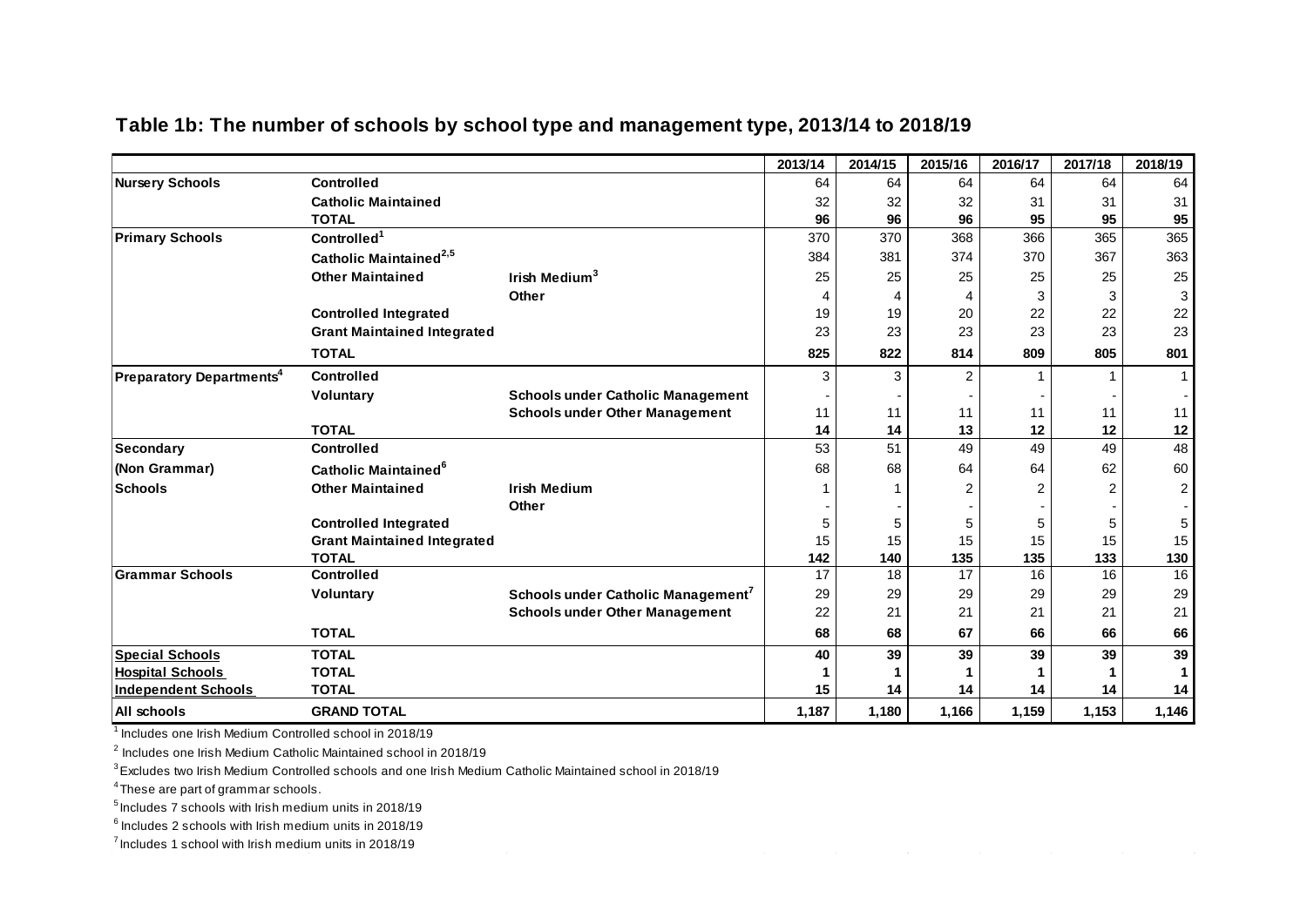## Table 1b: The number of schools by school type and management type, 2013/14 to 2018/19

| | | | 2013/14 | 2014/15 | 2015/16 | 2016/17 | 2017/18 | 2018/19 |
|---|---|---|---|---|---|---|---|---|
| **Nursery Schools** | **Controlled** | | 64 | 64 | 64 | 64 | 64 | 64 |
| | **Catholic Maintained** | | 32 | 32 | 32 | 31 | 31 | 31 |
| | **TOTAL** | | **96** | **96** | **96** | **95** | **95** | **95** |
| **Primary Schools** | **Controlled**[1] | | 370 | 370 | 368 | 366 | 365 | 365 |
| | **Catholic Maintained**[2,5] | | 384 | 381 | 374 | 370 | 367 | 363 |
| | **Other Maintained** | **Irish Medium**[3] | 25 | 25 | 25 | 25 | 25 | 25 |
| | | **Other** | 4 | 4 | 4 | 3 | 3 | 3 |
| | **Controlled Integrated** | | 19 | 19 | 20 | 22 | 22 | 22 |
| | **Grant Maintained Integrated** | | 23 | 23 | 23 | 23 | 23 | 23 |
| | **TOTAL** | | **825** | **822** | **814** | **809** | **805** | **801** |
| **Preparatory Departments**[4] | **Controlled** | | 3 | 3 | 2 | 1 | 1 | 1 |
| | **Voluntary** | **Schools under Catholic Management** | - | - | - | - | - | - |
| | | **Schools under Other Management** | 11 | 11 | 11 | 11 | 11 | 11 |
| | **TOTAL** | | **14** | **14** | **13** | **12** | **12** | **12** |
| **Secondary** | **Controlled** | | 53 | 51 | 49 | 49 | 49 | 48 |
| **(Non Grammar)** | **Catholic Maintained**[6] | | 68 | 68 | 64 | 64 | 62 | 60 |
| **Schools** | **Other Maintained** | **Irish Medium** | 1 | 1 | 2 | 2 | 2 | 2 |
| | | **Other** | - | - | - | - | - | - |
| | **Controlled Integrated** | | 5 | 5 | 5 | 5 | 5 | 5 |
| | **Grant Maintained Integrated** | | 15 | 15 | 15 | 15 | 15 | 15 |
| | **TOTAL** | | **142** | **140** | **135** | **135** | **133** | **130** |
| **Grammar Schools** | **Controlled** | | 17 | 18 | 17 | 16 | 16 | 16 |
| | **Voluntary** | **Schools under Catholic Management**[7] | 29 | 29 | 29 | 29 | 29 | 29 |
| | | **Schools under Other Management** | 22 | 21 | 21 | 21 | 21 | 21 |
| | **TOTAL** | | **68** | **68** | **67** | **66** | **66** | **66** |
| **Special Schools** | **TOTAL** | | **40** | **39** | **39** | **39** | **39** | **39** |
| **Hospital Schools** | **TOTAL** | | **1** | **1** | **1** | **1** | **1** | **1** |
| **Independent Schools** | **TOTAL** | | **15** | **14** | **14** | **14** | **14** | **14** |
| **All schools** | **GRAND TOTAL** | | **1,187** | **1,180** | **1,166** | **1,159** | **1,153** | **1,146** |

[1] Includes one Irish Medium Controlled school in 2018/19

[2] Includes one Irish Medium Catholic Maintained school in 2018/19

[3] Excludes two Irish Medium Controlled schools and one Irish Medium Catholic Maintained school in 2018/19

[4] These are part of grammar schools.

[5] Includes 7 schools with Irish medium units in 2018/19

[6] Includes 2 schools with Irish medium units in 2018/19

[7] Includes 1 school with Irish medium units in 2018/19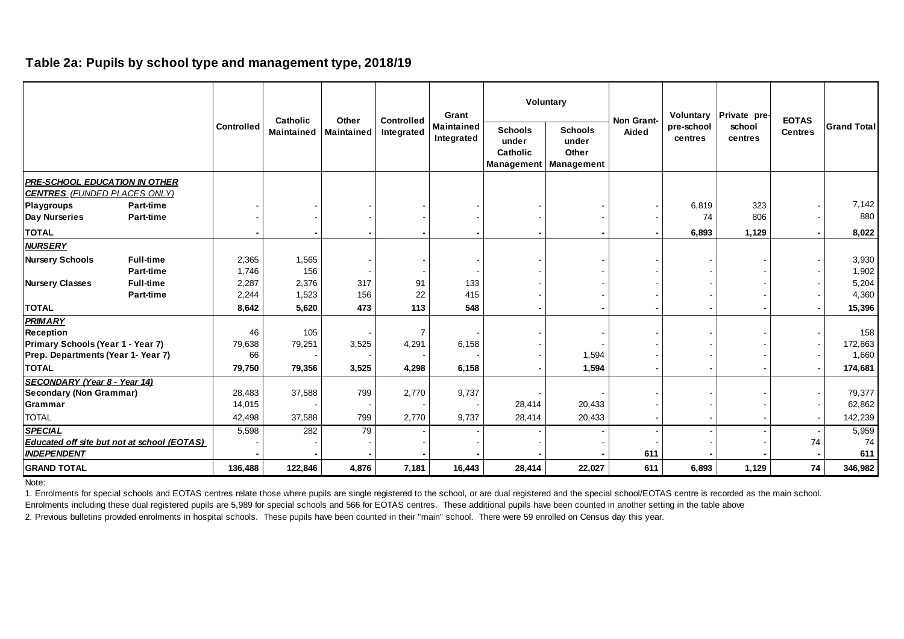## Table 2a: Pupils by school type and management type, 2018/19

| | | Controlled | Catholic Maintained | Other Maintained | Controlled Integrated | Grant Maintained Integrated | Voluntary: Schools under Catholic Management | Voluntary: Schools under Other Management | Non Grant-Aided | Voluntary pre-school centres | Private pre-school centres | EOTAS Centres | Grand Total |
|---|---|---|---|---|---|---|---|---|---|---|---|---|---|
| ***PRE-SCHOOL EDUCATION IN OTHER CENTRES*** *(FUNDED PLACES ONLY)* | | | | | | | | | | | | | |
| **Playgroups** | **Part-time** | - | - | - | - | - | - | - | - | 6,819 | 323 | - | 7,142 |
| **Day Nurseries** | **Part-time** | - | - | - | - | - | - | - | - | 74 | 806 | - | 880 |
| **TOTAL** | | **-** | **-** | **-** | **-** | **-** | **-** | **-** | **-** | **6,893** | **1,129** | **-** | **8,022** |
| ***NURSERY*** | | | | | | | | | | | | | |
| **Nursery Schools** | **Full-time** | 2,365 | 1,565 | - | - | - | - | - | - | - | - | - | 3,930 |
| | **Part-time** | 1,746 | 156 | - | - | - | - | - | - | - | - | - | 1,902 |
| **Nursery Classes** | **Full-time** | 2,287 | 2,376 | 317 | 91 | 133 | - | - | - | - | - | - | 5,204 |
| | **Part-time** | 2,244 | 1,523 | 156 | 22 | 415 | - | - | - | - | - | - | 4,360 |
| **TOTAL** | | **8,642** | **5,620** | **473** | **113** | **548** | **-** | **-** | **-** | **-** | **-** | **-** | **15,396** |
| ***PRIMARY*** | | | | | | | | | | | | | |
| **Reception** | | 46 | 105 | - | 7 | - | - | - | - | - | - | - | 158 |
| **Primary Schools (Year 1 - Year 7)** | | 79,638 | 79,251 | 3,525 | 4,291 | 6,158 | - | - | - | - | - | - | 172,863 |
| **Prep. Departments (Year 1- Year 7)** | | 66 | - | - | - | - | - | 1,594 | - | - | - | - | 1,660 |
| **TOTAL** | | **79,750** | **79,356** | **3,525** | **4,298** | **6,158** | **-** | **1,594** | **-** | **-** | **-** | **-** | **174,681** |
| ***SECONDARY (Year 8 - Year 14)*** | | | | | | | | | | | | | |
| **Secondary (Non Grammar)** | | 28,483 | 37,588 | 799 | 2,770 | 9,737 | - | - | - | - | - | - | 79,377 |
| **Grammar** | | 14,015 | - | - | - | - | 28,414 | 20,433 | - | - | - | - | 62,862 |
| TOTAL | | 42,498 | 37,588 | 799 | 2,770 | 9,737 | 28,414 | 20,433 | - | - | - | - | 142,239 |
| ***SPECIAL*** | | 5,598 | 282 | 79 | - | - | - | - | - | - | - | - | 5,959 |
| ***Educated off site but not at school (EOTAS)*** | | - | - | - | - | - | - | - | - | - | - | 74 | 74 |
| ***INDEPENDENT*** | | **-** | **-** | **-** | **-** | **-** | **-** | **-** | **611** | **-** | **-** | **-** | **611** |
| **GRAND TOTAL** | | **136,488** | **122,846** | **4,876** | **7,181** | **16,443** | **28,414** | **22,027** | **611** | **6,893** | **1,129** | **74** | **346,982** |

Note:

1. Enrolments for special schools and EOTAS centres relate those where pupils are single registered to the school, or are dual registered and the special school/EOTAS centre is recorded as the main school. Enrolments including these dual registered pupils are 5,989 for special schools and 566 for EOTAS centres. These additional pupils have been counted in another setting in the table above
2. Previous bulletins provided enrolments in hospital schools. These pupils have been counted in their "main" school. There were 59 enrolled on Census day this year.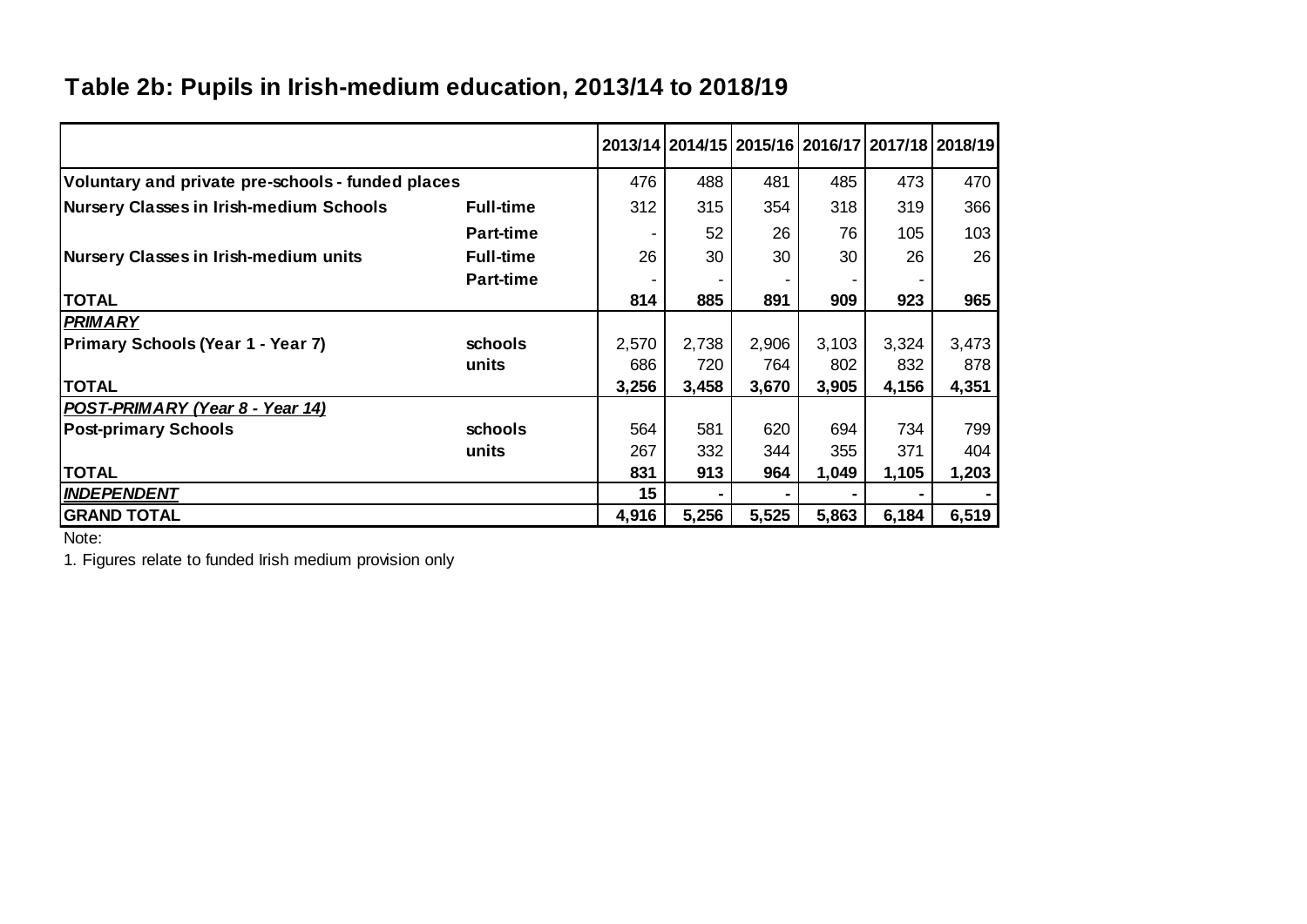## Table 2b: Pupils in Irish-medium education, 2013/14 to 2018/19

| | | 2013/14 | 2014/15 | 2015/16 | 2016/17 | 2017/18 | 2018/19 |
|---|---|---|---|---|---|---|---|
| **Voluntary and private pre-schools - funded places** | | 476 | 488 | 481 | 485 | 473 | 470 |
| **Nursery Classes in Irish-medium Schools** | **Full-time** | 312 | 315 | 354 | 318 | 319 | 366 |
| | **Part-time** | - | 52 | 26 | 76 | 105 | 103 |
| **Nursery Classes in Irish-medium units** | **Full-time** | 26 | 30 | 30 | 30 | 26 | 26 |
| | **Part-time** | - | - | - | - | - | |
| **TOTAL** | | **814** | **885** | **891** | **909** | **923** | **965** |
| ***PRIMARY*** | | | | | | | |
| **Primary Schools (Year 1 - Year 7)** | **schools** | 2,570 | 2,738 | 2,906 | 3,103 | 3,324 | 3,473 |
| | **units** | 686 | 720 | 764 | 802 | 832 | 878 |
| **TOTAL** | | **3,256** | **3,458** | **3,670** | **3,905** | **4,156** | **4,351** |
| ***POST-PRIMARY (Year 8 - Year 14)*** | | | | | | | |
| **Post-primary Schools** | **schools** | 564 | 581 | 620 | 694 | 734 | 799 |
| | **units** | 267 | 332 | 344 | 355 | 371 | 404 |
| **TOTAL** | | **831** | **913** | **964** | **1,049** | **1,105** | **1,203** |
| ***INDEPENDENT*** | | **15** | **-** | **-** | **-** | **-** | **-** |
| **GRAND TOTAL** | | **4,916** | **5,256** | **5,525** | **5,863** | **6,184** | **6,519** |

Note:

1. Figures relate to funded Irish medium provision only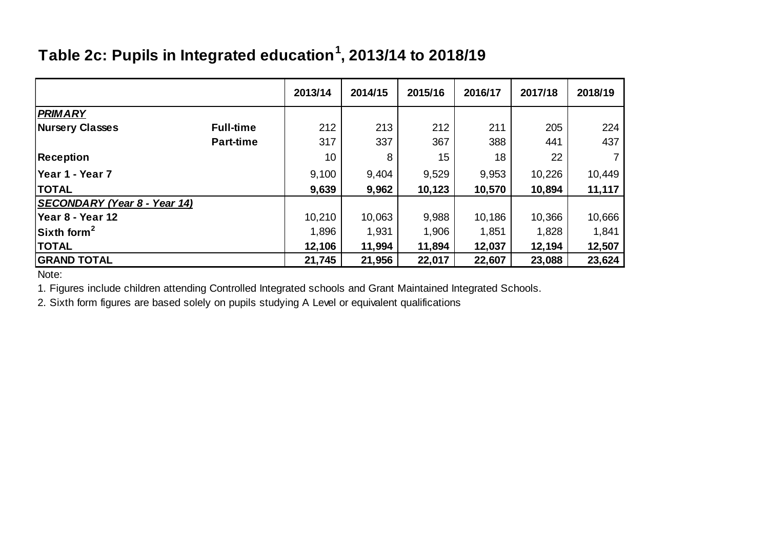# Table 2c: Pupils in Integrated education[1], 2013/14 to 2018/19

| | | 2013/14 | 2014/15 | 2015/16 | 2016/17 | 2017/18 | 2018/19 |
|---|---|---|---|---|---|---|---|
| ***PRIMARY*** | | | | | | | |
| **Nursery Classes** | **Full-time** | 212 | 213 | 212 | 211 | 205 | 224 |
| | **Part-time** | 317 | 337 | 367 | 388 | 441 | 437 |
| **Reception** | | 10 | 8 | 15 | 18 | 22 | 7 |
| **Year 1 - Year 7** | | 9,100 | 9,404 | 9,529 | 9,953 | 10,226 | 10,449 |
| **TOTAL** | | **9,639** | **9,962** | **10,123** | **10,570** | **10,894** | **11,117** |
| ***SECONDARY (Year 8 - Year 14)*** | | | | | | | |
| **Year 8 - Year 12** | | 10,210 | 10,063 | 9,988 | 10,186 | 10,366 | 10,666 |
| **Sixth form[2]** | | 1,896 | 1,931 | 1,906 | 1,851 | 1,828 | 1,841 |
| **TOTAL** | | **12,106** | **11,994** | **11,894** | **12,037** | **12,194** | **12,507** |
| **GRAND TOTAL** | | **21,745** | **21,956** | **22,017** | **22,607** | **23,088** | **23,624** |

Note:

1. Figures include children attending Controlled Integrated schools and Grant Maintained Integrated Schools.
2. Sixth form figures are based solely on pupils studying A Level or equivalent qualifications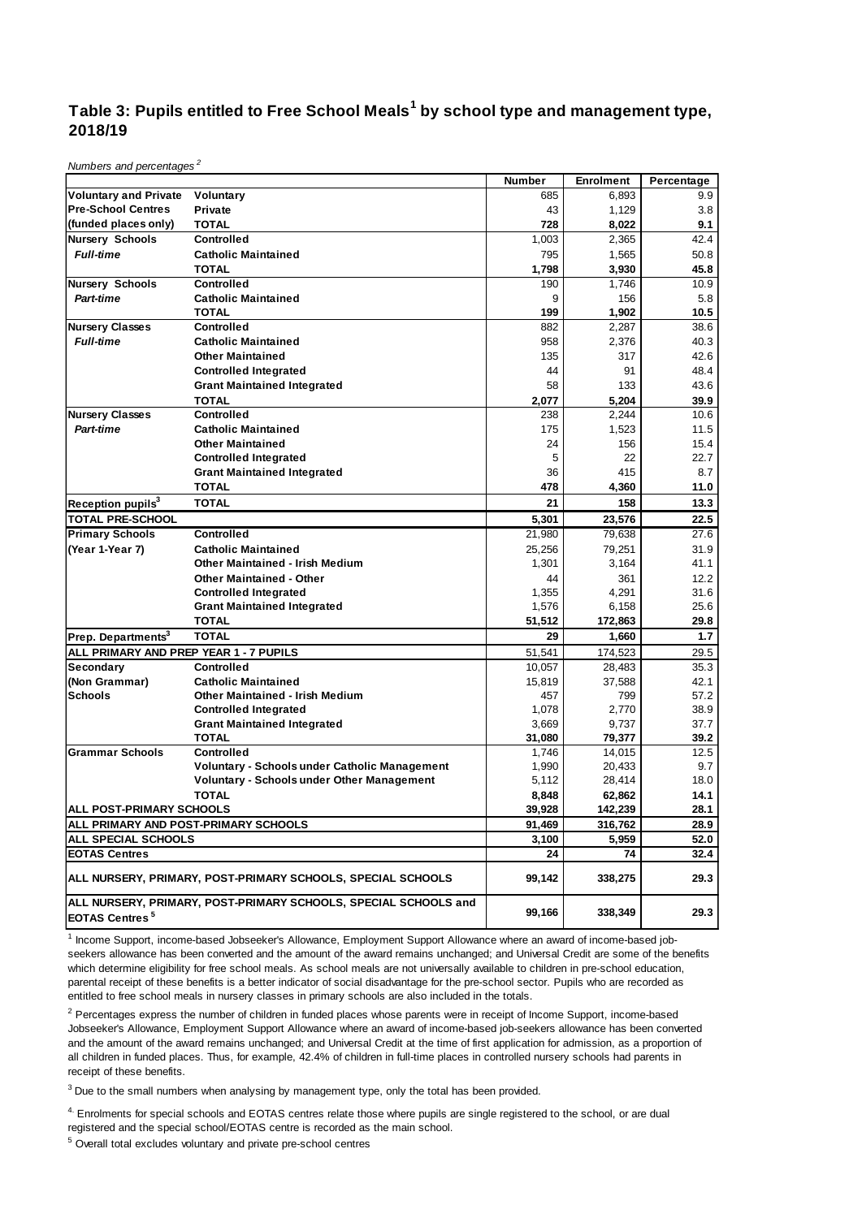## Table 3: Pupils entitled to Free School Meals[1] by school type and management type, 2018/19

*Numbers and percentages [2]*

| | | Number | Enrolment | Percentage |
|---|---|---|---|---|
| **Voluntary and Private Pre-School Centres (funded places only)** | **Voluntary** | 685 | 6,893 | 9.9 |
| | **Private** | 43 | 1,129 | 3.8 |
| | **TOTAL** | **728** | **8,022** | **9.1** |
| **Nursery Schools** ***Full-time*** | **Controlled** | 1,003 | 2,365 | 42.4 |
| | **Catholic Maintained** | 795 | 1,565 | 50.8 |
| | **TOTAL** | **1,798** | **3,930** | **45.8** |
| **Nursery Schools** ***Part-time*** | **Controlled** | 190 | 1,746 | 10.9 |
| | **Catholic Maintained** | 9 | 156 | 5.8 |
| | **TOTAL** | **199** | **1,902** | **10.5** |
| **Nursery Classes** ***Full-time*** | **Controlled** | 882 | 2,287 | 38.6 |
| | **Catholic Maintained** | 958 | 2,376 | 40.3 |
| | **Other Maintained** | 135 | 317 | 42.6 |
| | **Controlled Integrated** | 44 | 91 | 48.4 |
| | **Grant Maintained Integrated** | 58 | 133 | 43.6 |
| | **TOTAL** | **2,077** | **5,204** | **39.9** |
| **Nursery Classes** ***Part-time*** | **Controlled** | 238 | 2,244 | 10.6 |
| | **Catholic Maintained** | 175 | 1,523 | 11.5 |
| | **Other Maintained** | 24 | 156 | 15.4 |
| | **Controlled Integrated** | 5 | 22 | 22.7 |
| | **Grant Maintained Integrated** | 36 | 415 | 8.7 |
| | **TOTAL** | **478** | **4,360** | **11.0** |
| **Reception pupils[3]** | **TOTAL** | **21** | **158** | **13.3** |
| **TOTAL PRE-SCHOOL** | | **5,301** | **23,576** | **22.5** |
| **Primary Schools (Year 1-Year 7)** | **Controlled** | 21,980 | 79,638 | 27.6 |
| | **Catholic Maintained** | 25,256 | 79,251 | 31.9 |
| | **Other Maintained - Irish Medium** | 1,301 | 3,164 | 41.1 |
| | **Other Maintained - Other** | 44 | 361 | 12.2 |
| | **Controlled Integrated** | 1,355 | 4,291 | 31.6 |
| | **Grant Maintained Integrated** | 1,576 | 6,158 | 25.6 |
| | **TOTAL** | **51,512** | **172,863** | **29.8** |
| **Prep. Departments[3]** | **TOTAL** | **29** | **1,660** | **1.7** |
| **ALL PRIMARY AND PREP YEAR 1 - 7 PUPILS** | | 51,541 | 174,523 | 29.5 |
| **Secondary (Non Grammar) Schools** | **Controlled** | 10,057 | 28,483 | 35.3 |
| | **Catholic Maintained** | 15,819 | 37,588 | 42.1 |
| | **Other Maintained - Irish Medium** | 457 | 799 | 57.2 |
| | **Controlled Integrated** | 1,078 | 2,770 | 38.9 |
| | **Grant Maintained Integrated** | 3,669 | 9,737 | 37.7 |
| | **TOTAL** | **31,080** | **79,377** | **39.2** |
| **Grammar Schools** | **Controlled** | 1,746 | 14,015 | 12.5 |
| | **Voluntary - Schools under Catholic Management** | 1,990 | 20,433 | 9.7 |
| | **Voluntary - Schools under Other Management** | 5,112 | 28,414 | 18.0 |
| | **TOTAL** | **8,848** | **62,862** | **14.1** |
| **ALL POST-PRIMARY SCHOOLS** | | **39,928** | **142,239** | **28.1** |
| **ALL PRIMARY AND POST-PRIMARY SCHOOLS** | | **91,469** | **316,762** | **28.9** |
| **ALL SPECIAL SCHOOLS** | | **3,100** | **5,959** | **52.0** |
| **EOTAS Centres** | | **24** | **74** | **32.4** |
| **ALL NURSERY, PRIMARY, POST-PRIMARY SCHOOLS, SPECIAL SCHOOLS** | | **99,142** | **338,275** | **29.3** |
| **ALL NURSERY, PRIMARY, POST-PRIMARY SCHOOLS, SPECIAL SCHOOLS and EOTAS Centres[5]** | | **99,166** | **338,349** | **29.3** |

[1] Income Support, income-based Jobseeker's Allowance, Employment Support Allowance where an award of income-based job-seekers allowance has been converted and the amount of the award remains unchanged; and Universal Credit are some of the benefits which determine eligibility for free school meals. As school meals are not universally available to children in pre-school education, parental receipt of these benefits is a better indicator of social disadvantage for the pre-school sector. Pupils who are recorded as entitled to free school meals in nursery classes in primary schools are also included in the totals.

[2] Percentages express the number of children in funded places whose parents were in receipt of Income Support, income-based Jobseeker's Allowance, Employment Support Allowance where an award of income-based job-seekers allowance has been converted and the amount of the award remains unchanged; and Universal Credit at the time of first application for admission, as a proportion of all children in funded places. Thus, for example, 42.4% of children in full-time places in controlled nursery schools had parents in receipt of these benefits.

[3] Due to the small numbers when analysing by management type, only the total has been provided.

[4] Enrolments for special schools and EOTAS centres relate those where pupils are single registered to the school, or are dual registered and the special school/EOTAS centre is recorded as the main school.

[5] Overall total excludes voluntary and private pre-school centres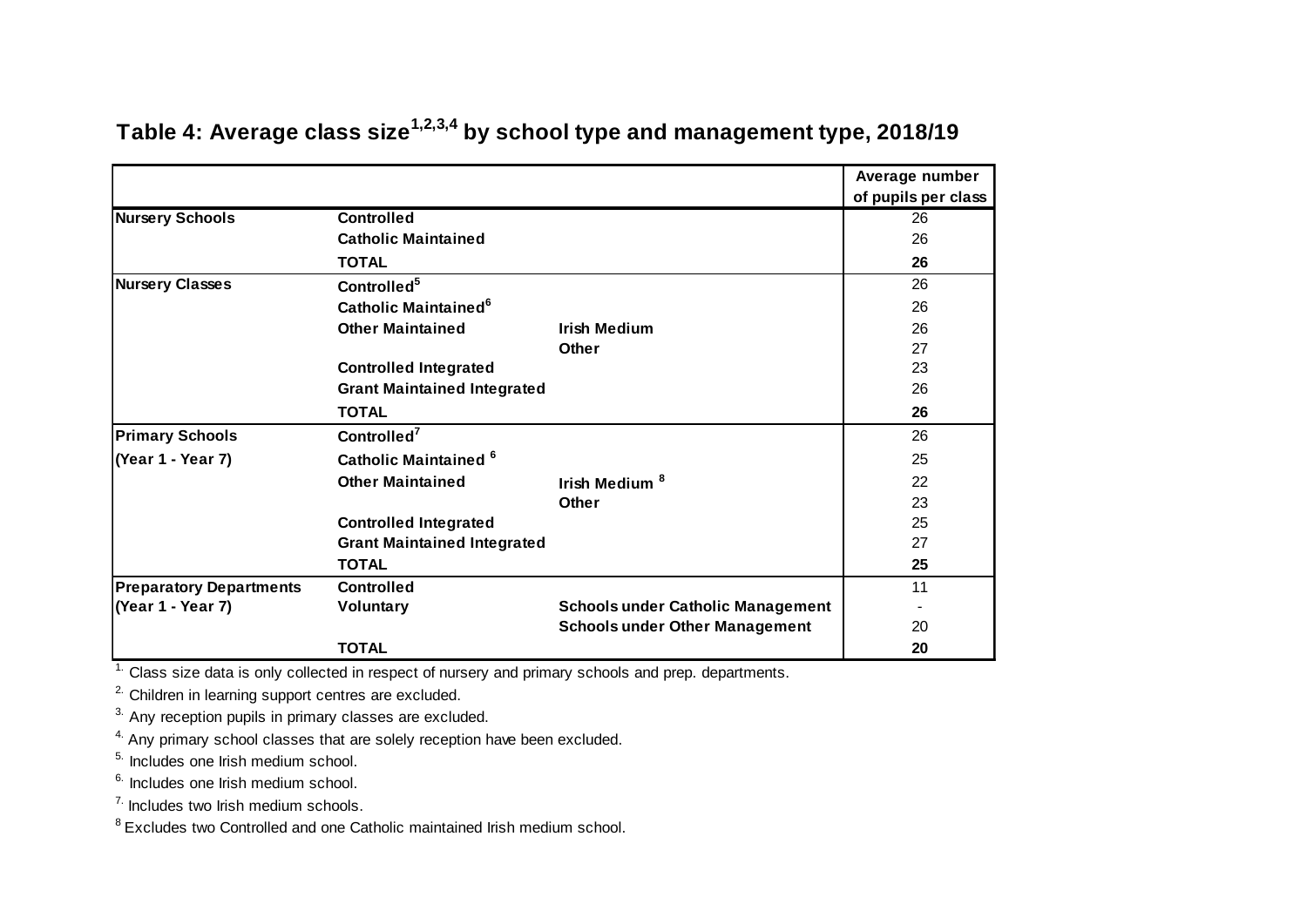## Table 4: Average class size[1,2,3,4] by school type and management type, 2018/19

| | | | Average number of pupils per class |
|---|---|---|---|
| **Nursery Schools** | **Controlled** | | 26 |
| | **Catholic Maintained** | | 26 |
| | **TOTAL** | | **26** |
| **Nursery Classes** | **Controlled[5]** | | 26 |
| | **Catholic Maintained[6]** | | 26 |
| | **Other Maintained** | **Irish Medium** | 26 |
| | | **Other** | 27 |
| | **Controlled Integrated** | | 23 |
| | **Grant Maintained Integrated** | | 26 |
| | **TOTAL** | | **26** |
| **Primary Schools (Year 1 - Year 7)** | **Controlled[7]** | | 26 |
| | **Catholic Maintained [6]** | | 25 |
| | **Other Maintained** | **Irish Medium [8]** | 22 |
| | | **Other** | 23 |
| | **Controlled Integrated** | | 25 |
| | **Grant Maintained Integrated** | | 27 |
| | **TOTAL** | | **25** |
| **Preparatory Departments (Year 1 - Year 7)** | **Controlled** | | 11 |
| | **Voluntary** | **Schools under Catholic Management** | - |
| | | **Schools under Other Management** | 20 |
| | **TOTAL** | | **20** |

1. Class size data is only collected in respect of nursery and primary schools and prep. departments.
2. Children in learning support centres are excluded.
3. Any reception pupils in primary classes are excluded.
4. Any primary school classes that are solely reception have been excluded.
5. Includes one Irish medium school.
6. Includes one Irish medium school.
7. Includes two Irish medium schools.
8. Excludes two Controlled and one Catholic maintained Irish medium school.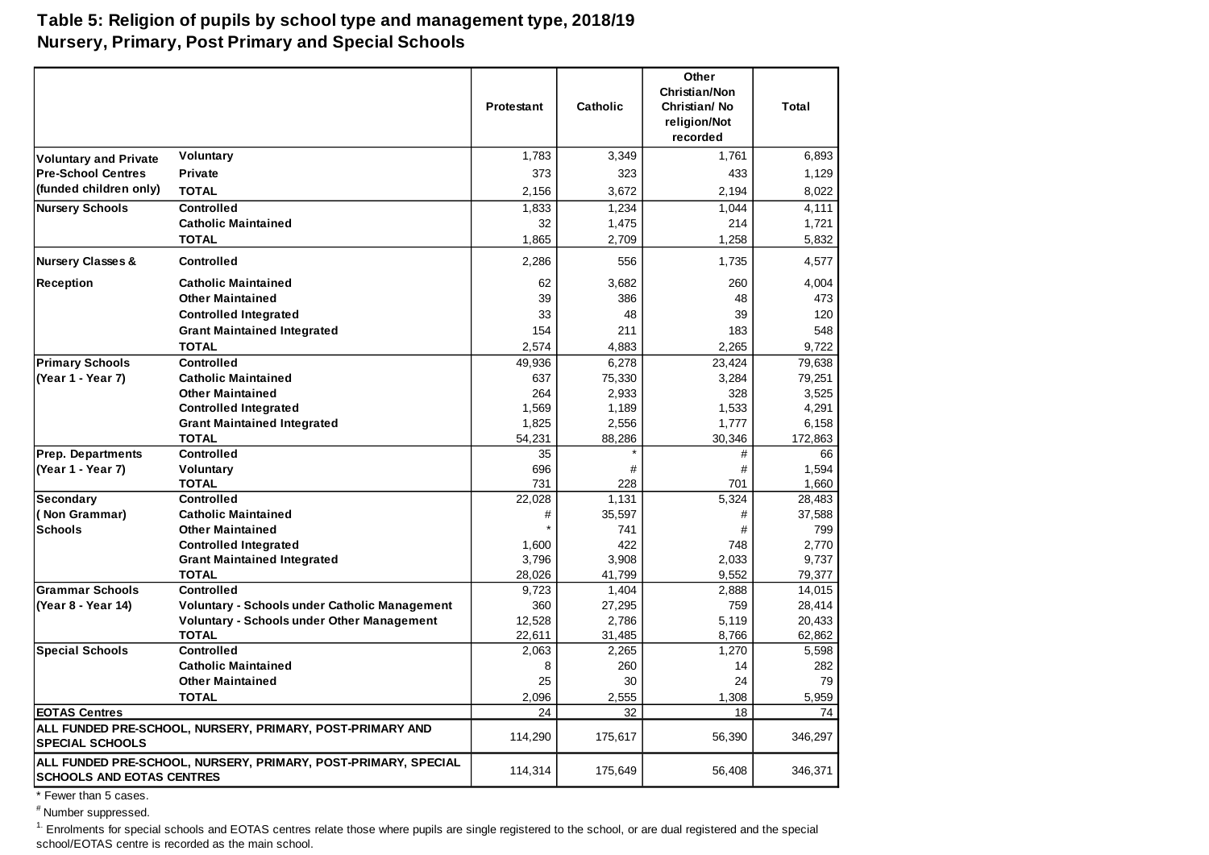**Table 5: Religion of pupils by school type and management type, 2018/19**
**Nursery, Primary, Post Primary and Special Schools**

| | | Protestant | Catholic | Other Christian/Non Christian/ No religion/Not recorded | Total |
|---|---|---|---|---|---|
| **Voluntary and Private Pre-School Centres (funded children only)** | **Voluntary** | 1,783 | 3,349 | 1,761 | 6,893 |
| | **Private** | 373 | 323 | 433 | 1,129 |
| | **TOTAL** | 2,156 | 3,672 | 2,194 | 8,022 |
| **Nursery Schools** | **Controlled** | 1,833 | 1,234 | 1,044 | 4,111 |
| | **Catholic Maintained** | 32 | 1,475 | 214 | 1,721 |
| | **TOTAL** | 1,865 | 2,709 | 1,258 | 5,832 |
| **Nursery Classes & Reception** | **Controlled** | 2,286 | 556 | 1,735 | 4,577 |
| | **Catholic Maintained** | 62 | 3,682 | 260 | 4,004 |
| | **Other Maintained** | 39 | 386 | 48 | 473 |
| | **Controlled Integrated** | 33 | 48 | 39 | 120 |
| | **Grant Maintained Integrated** | 154 | 211 | 183 | 548 |
| | **TOTAL** | 2,574 | 4,883 | 2,265 | 9,722 |
| **Primary Schools (Year 1 - Year 7)** | **Controlled** | 49,936 | 6,278 | 23,424 | 79,638 |
| | **Catholic Maintained** | 637 | 75,330 | 3,284 | 79,251 |
| | **Other Maintained** | 264 | 2,933 | 328 | 3,525 |
| | **Controlled Integrated** | 1,569 | 1,189 | 1,533 | 4,291 |
| | **Grant Maintained Integrated** | 1,825 | 2,556 | 1,777 | 6,158 |
| | **TOTAL** | 54,231 | 88,286 | 30,346 | 172,863 |
| **Prep. Departments (Year 1 - Year 7)** | **Controlled** | 35 | * | # | 66 |
| | **Voluntary** | 696 | # | # | 1,594 |
| | **TOTAL** | 731 | 228 | 701 | 1,660 |
| **Secondary ( Non Grammar) Schools** | **Controlled** | 22,028 | 1,131 | 5,324 | 28,483 |
| | **Catholic Maintained** | # | 35,597 | # | 37,588 |
| | **Other Maintained** | * | 741 | # | 799 |
| | **Controlled Integrated** | 1,600 | 422 | 748 | 2,770 |
| | **Grant Maintained Integrated** | 3,796 | 3,908 | 2,033 | 9,737 |
| | **TOTAL** | 28,026 | 41,799 | 9,552 | 79,377 |
| **Grammar Schools (Year 8 - Year 14)** | **Controlled** | 9,723 | 1,404 | 2,888 | 14,015 |
| | **Voluntary - Schools under Catholic Management** | 360 | 27,295 | 759 | 28,414 |
| | **Voluntary - Schools under Other Management** | 12,528 | 2,786 | 5,119 | 20,433 |
| | **TOTAL** | 22,611 | 31,485 | 8,766 | 62,862 |
| **Special Schools** | **Controlled** | 2,063 | 2,265 | 1,270 | 5,598 |
| | **Catholic Maintained** | 8 | 260 | 14 | 282 |
| | **Other Maintained** | 25 | 30 | 24 | 79 |
| | **TOTAL** | 2,096 | 2,555 | 1,308 | 5,959 |
| **EOTAS Centres** | | 24 | 32 | 18 | 74 |
| **ALL FUNDED PRE-SCHOOL, NURSERY, PRIMARY, POST-PRIMARY AND SPECIAL SCHOOLS** | | 114,290 | 175,617 | 56,390 | 346,297 |
| **ALL FUNDED PRE-SCHOOL, NURSERY, PRIMARY, POST-PRIMARY, SPECIAL SCHOOLS AND EOTAS CENTRES** | | 114,314 | 175,649 | 56,408 | 346,371 |

\* Fewer than 5 cases.

# Number suppressed.

1. Enrolments for special schools and EOTAS centres relate those where pupils are single registered to the school, or are dual registered and the special school/EOTAS centre is recorded as the main school.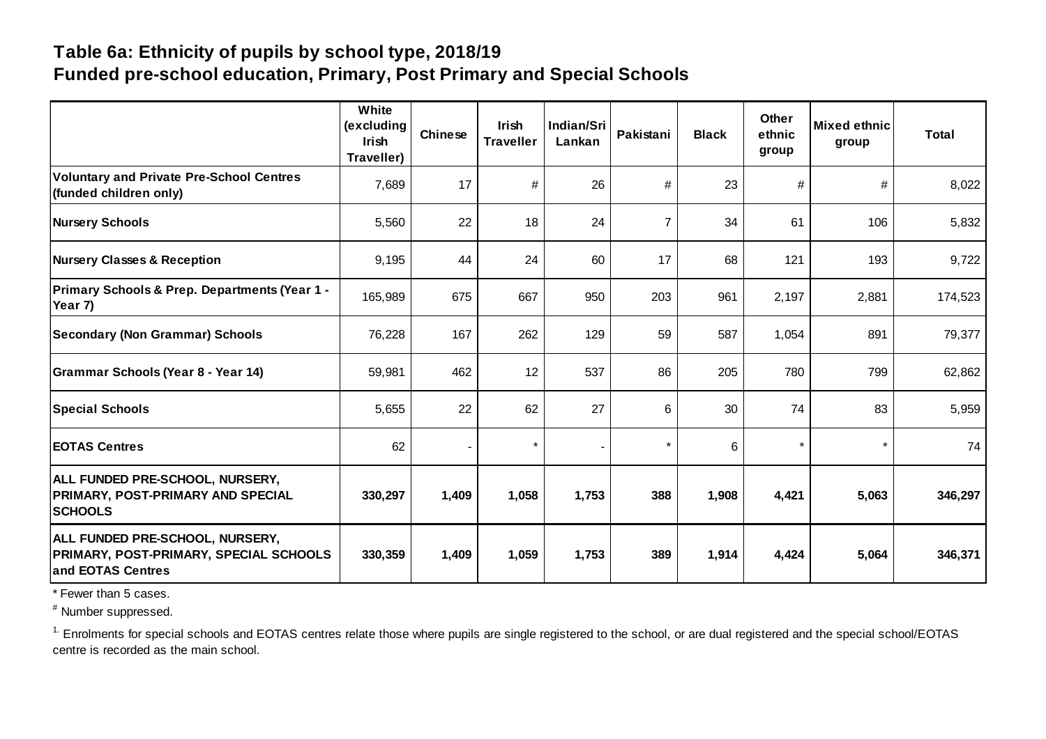## Table 6a: Ethnicity of pupils by school type, 2018/19
## Funded pre-school education, Primary, Post Primary and Special Schools

| | White (excluding Irish Traveller) | Chinese | Irish Traveller | Indian/Sri Lankan | Pakistani | Black | Other ethnic group | Mixed ethnic group | Total |
|---|---|---|---|---|---|---|---|---|---|
| **Voluntary and Private Pre-School Centres (funded children only)** | 7,689 | 17 | # | 26 | # | 23 | # | # | 8,022 |
| **Nursery Schools** | 5,560 | 22 | 18 | 24 | 7 | 34 | 61 | 106 | 5,832 |
| **Nursery Classes & Reception** | 9,195 | 44 | 24 | 60 | 17 | 68 | 121 | 193 | 9,722 |
| **Primary Schools & Prep. Departments (Year 1 - Year 7)** | 165,989 | 675 | 667 | 950 | 203 | 961 | 2,197 | 2,881 | 174,523 |
| **Secondary (Non Grammar) Schools** | 76,228 | 167 | 262 | 129 | 59 | 587 | 1,054 | 891 | 79,377 |
| **Grammar Schools (Year 8 - Year 14)** | 59,981 | 462 | 12 | 537 | 86 | 205 | 780 | 799 | 62,862 |
| **Special Schools** | 5,655 | 22 | 62 | 27 | 6 | 30 | 74 | 83 | 5,959 |
| **EOTAS Centres** | 62 | - | * | - | * | 6 | * | * | 74 |
| **ALL FUNDED PRE-SCHOOL, NURSERY, PRIMARY, POST-PRIMARY AND SPECIAL SCHOOLS** | **330,297** | **1,409** | **1,058** | **1,753** | **388** | **1,908** | **4,421** | **5,063** | **346,297** |
| **ALL FUNDED PRE-SCHOOL, NURSERY, PRIMARY, POST-PRIMARY, SPECIAL SCHOOLS and EOTAS Centres** | **330,359** | **1,409** | **1,059** | **1,753** | **389** | **1,914** | **4,424** | **5,064** | **346,371** |

* Fewer than 5 cases.

[#] Number suppressed.

[1.] Enrolments for special schools and EOTAS centres relate those where pupils are single registered to the school, or are dual registered and the special school/EOTAS centre is recorded as the main school.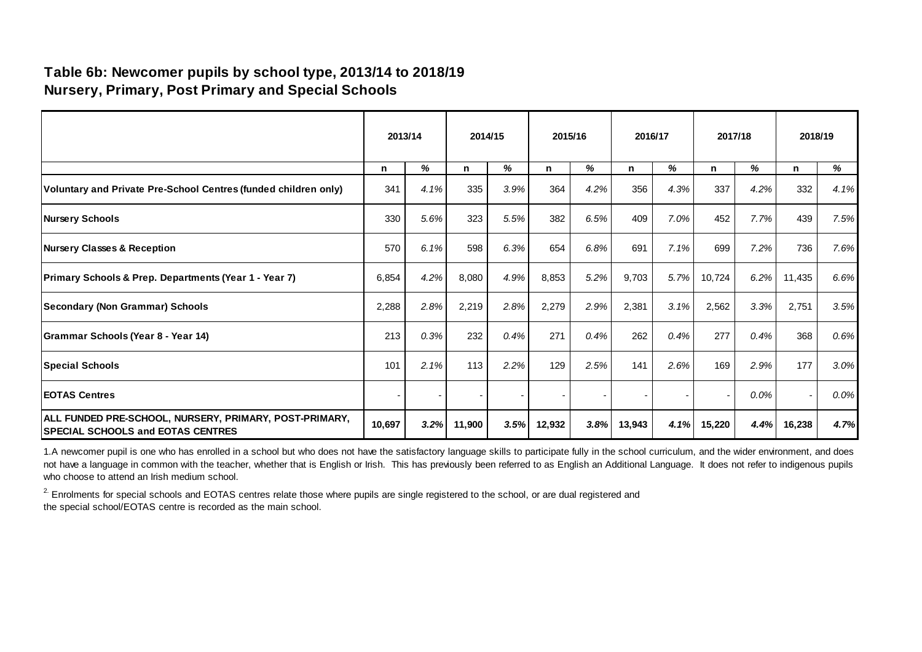## Table 6b: Newcomer pupils by school type, 2013/14 to 2018/19
### Nursery, Primary, Post Primary and Special Schools

| | 2013/14 | | 2014/15 | | 2015/16 | | 2016/17 | | 2017/18 | | 2018/19 | |
|---|---|---|---|---|---|---|---|---|---|---|---|---|
| | n | % | n | % | n | % | n | % | n | % | n | % |
| **Voluntary and Private Pre-School Centres (funded children only)** | 341 | *4.1%* | 335 | *3.9%* | 364 | *4.2%* | 356 | *4.3%* | 337 | *4.2%* | 332 | *4.1%* |
| **Nursery Schools** | 330 | *5.6%* | 323 | *5.5%* | 382 | *6.5%* | 409 | *7.0%* | 452 | *7.7%* | 439 | *7.5%* |
| **Nursery Classes & Reception** | 570 | *6.1%* | 598 | *6.3%* | 654 | *6.8%* | 691 | *7.1%* | 699 | *7.2%* | 736 | *7.6%* |
| **Primary Schools & Prep. Departments (Year 1 - Year 7)** | 6,854 | *4.2%* | 8,080 | *4.9%* | 8,853 | *5.2%* | 9,703 | *5.7%* | 10,724 | *6.2%* | 11,435 | *6.6%* |
| **Secondary (Non Grammar) Schools** | 2,288 | *2.8%* | 2,219 | *2.8%* | 2,279 | *2.9%* | 2,381 | *3.1%* | 2,562 | *3.3%* | 2,751 | *3.5%* |
| **Grammar Schools (Year 8 - Year 14)** | 213 | *0.3%* | 232 | *0.4%* | 271 | *0.4%* | 262 | *0.4%* | 277 | *0.4%* | 368 | *0.6%* |
| **Special Schools** | 101 | *2.1%* | 113 | *2.2%* | 129 | *2.5%* | 141 | *2.6%* | 169 | *2.9%* | 177 | *3.0%* |
| **EOTAS Centres** | - | - | - | - | - | - | - | - | - | *0.0%* | - | *0.0%* |
| **ALL FUNDED PRE-SCHOOL, NURSERY, PRIMARY, POST-PRIMARY, SPECIAL SCHOOLS and EOTAS CENTRES** | **10,697** | ***3.2%*** | **11,900** | ***3.5%*** | **12,932** | ***3.8%*** | **13,943** | ***4.1%*** | **15,220** | ***4.4%*** | **16,238** | ***4.7%*** |

1.A newcomer pupil is one who has enrolled in a school but who does not have the satisfactory language skills to participate fully in the school curriculum, and the wider environment, and does not have a language in common with the teacher, whether that is English or Irish. This has previously been referred to as English an Additional Language. It does not refer to indigenous pupils who choose to attend an Irish medium school.

[2.] Enrolments for special schools and EOTAS centres relate those where pupils are single registered to the school, or are dual registered and the special school/EOTAS centre is recorded as the main school.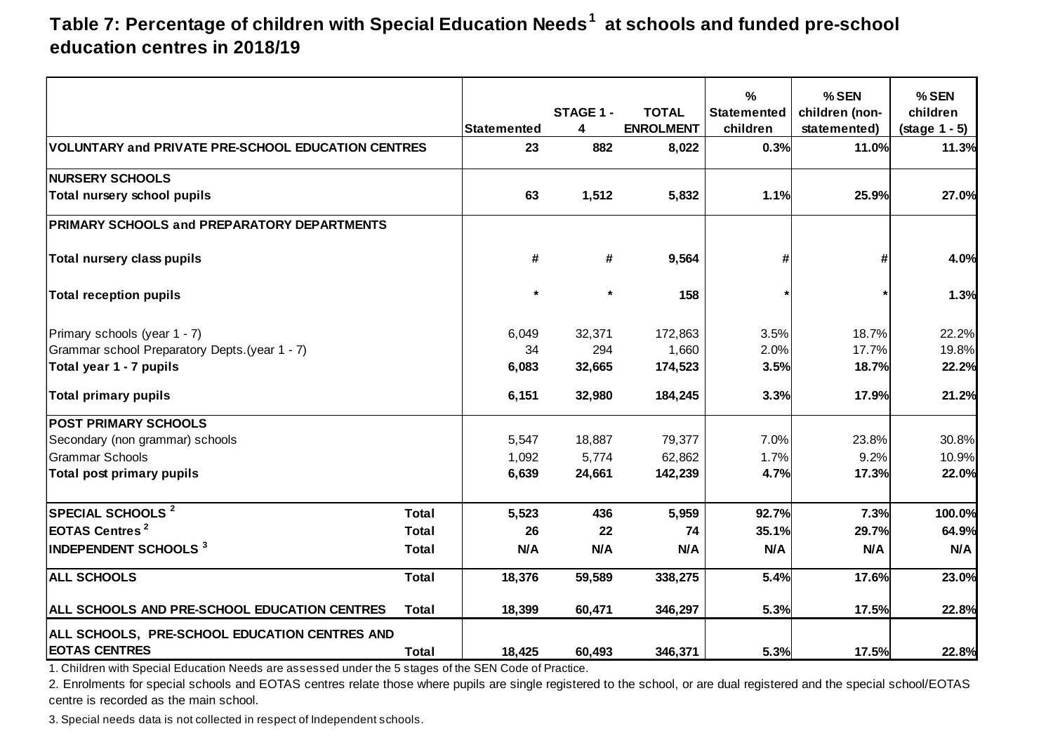## Table 7: Percentage of children with Special Education Needs[1] at schools and funded pre-school education centres in 2018/19

| | | Statemented | STAGE 1 - 4 | TOTAL ENROLMENT | % Statemented children | % SEN children (non-statemented) | % SEN children (stage 1 - 5) |
|---|---|---|---|---|---|---|---|
| **VOLUNTARY and PRIVATE PRE-SCHOOL EDUCATION CENTRES** | | **23** | **882** | **8,022** | **0.3%** | **11.0%** | **11.3%** |
| **NURSERY SCHOOLS** | | | | | | | |
| **Total nursery school pupils** | | **63** | **1,512** | **5,832** | **1.1%** | **25.9%** | **27.0%** |
| **PRIMARY SCHOOLS and PREPARATORY DEPARTMENTS** | | | | | | | |
| **Total nursery class pupils** | | **#** | **#** | **9,564** | **#** | **#** | **4.0%** |
| **Total reception pupils** | | **\*** | **\*** | **158** | **\*** | **\*** | **1.3%** |
| Primary schools (year 1 - 7) | | 6,049 | 32,371 | 172,863 | 3.5% | 18.7% | 22.2% |
| Grammar school Preparatory Depts.(year 1 - 7) | | 34 | 294 | 1,660 | 2.0% | 17.7% | 19.8% |
| **Total year 1 - 7 pupils** | | **6,083** | **32,665** | **174,523** | **3.5%** | **18.7%** | **22.2%** |
| **Total primary pupils** | | **6,151** | **32,980** | **184,245** | **3.3%** | **17.9%** | **21.2%** |
| **POST PRIMARY SCHOOLS** | | | | | | | |
| Secondary (non grammar) schools | | 5,547 | 18,887 | 79,377 | 7.0% | 23.8% | 30.8% |
| Grammar Schools | | 1,092 | 5,774 | 62,862 | 1.7% | 9.2% | 10.9% |
| **Total post primary pupils** | | **6,639** | **24,661** | **142,239** | **4.7%** | **17.3%** | **22.0%** |
| **SPECIAL SCHOOLS [2]** | **Total** | **5,523** | **436** | **5,959** | **92.7%** | **7.3%** | **100.0%** |
| **EOTAS Centres [2]** | **Total** | **26** | **22** | **74** | **35.1%** | **29.7%** | **64.9%** |
| **INDEPENDENT SCHOOLS [3]** | **Total** | **N/A** | **N/A** | **N/A** | **N/A** | **N/A** | **N/A** |
| **ALL SCHOOLS** | **Total** | **18,376** | **59,589** | **338,275** | **5.4%** | **17.6%** | **23.0%** |
| **ALL SCHOOLS AND PRE-SCHOOL EDUCATION CENTRES** | **Total** | **18,399** | **60,471** | **346,297** | **5.3%** | **17.5%** | **22.8%** |
| **ALL SCHOOLS, PRE-SCHOOL EDUCATION CENTRES AND EOTAS CENTRES** | **Total** | **18,425** | **60,493** | **346,371** | **5.3%** | **17.5%** | **22.8%** |

1. Children with Special Education Needs are assessed under the 5 stages of the SEN Code of Practice.

2. Enrolments for special schools and EOTAS centres relate those where pupils are single registered to the school, or are dual registered and the special school/EOTAS centre is recorded as the main school.

3. Special needs data is not collected in respect of Independent schools.